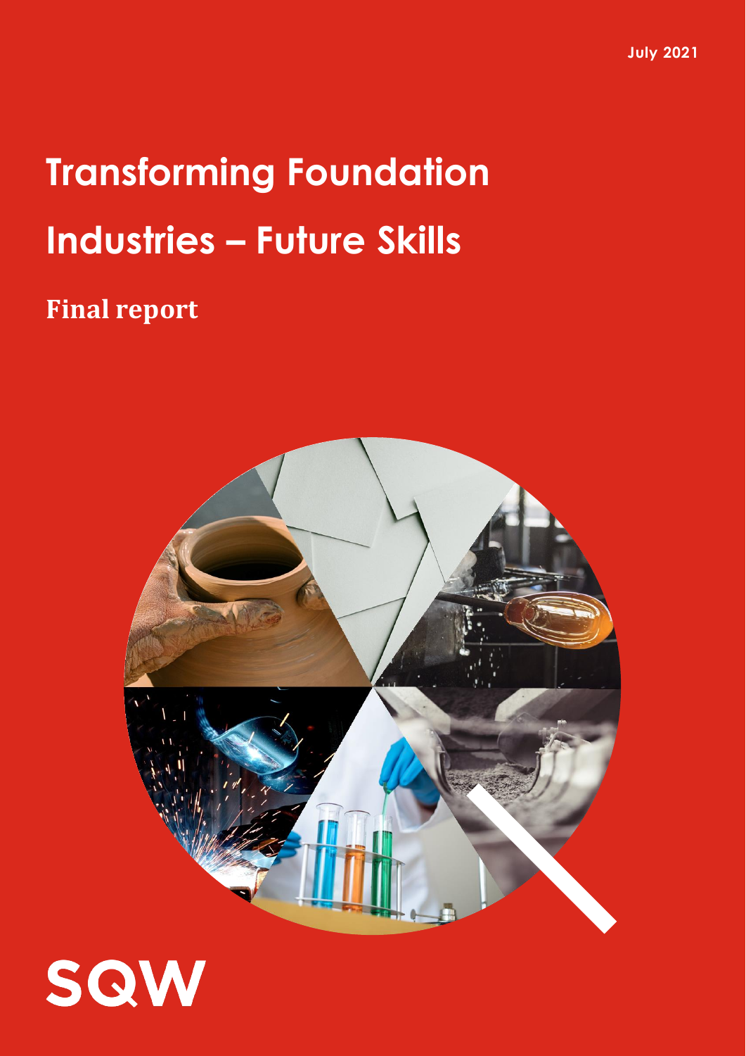July 2021

# Transforming Foundation Industries – Future Skills

## Final report

SQW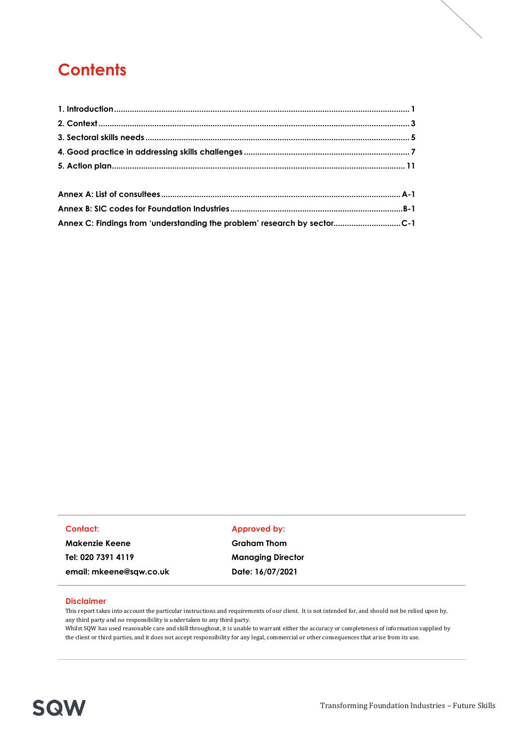# Contents

1. Introduction .................................................................................................................................. 1
2. Context ......................................................................................................................................... 3
3. Sectoral skills needs .................................................................................................................... 5
4. Good practice in addressing skills challenges ......................................................................... 7
5. Action plan .................................................................................................................................. 11

Annex A: List of consultees ......................................................................................................... A-1
Annex B: SIC codes for Foundation Industries ........................................................................... B-1
Annex C: Findings from 'understanding the problem' research by sector ............................. C-1

| Contact: | Approved by: |
|---|---|
| Makenzie Keene | Graham Thom |
| Tel: 020 7391 4119 | Managing Director |
| email: mkeene@sqw.co.uk | Date: 16/07/2021 |

**Disclaimer**

This report takes into account the particular instructions and requirements of our client. It is not intended for, and should not be relied upon by, any third party and no responsibility is undertaken to any third party.
Whilst SQW has used reasonable care and skill throughout, it is unable to warrant either the accuracy or completeness of information supplied by the client or third parties, and it does not accept responsibility for any legal, commercial or other consequences that arise from its use.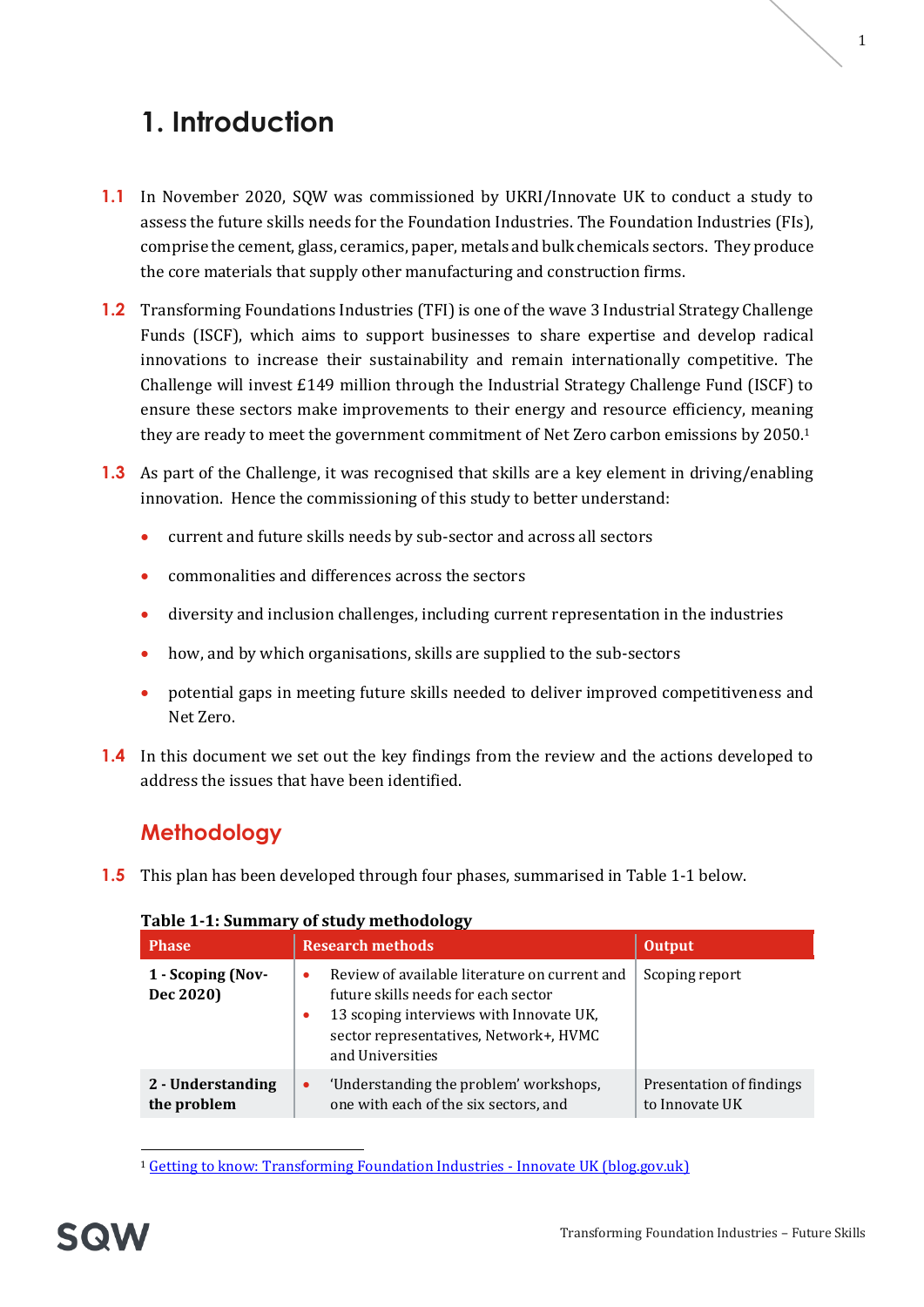# 1. Introduction

1.1 In November 2020, SQW was commissioned by UKRI/Innovate UK to conduct a study to assess the future skills needs for the Foundation Industries. The Foundation Industries (FIs), comprise the cement, glass, ceramics, paper, metals and bulk chemicals sectors. They produce the core materials that supply other manufacturing and construction firms.

1.2 Transforming Foundations Industries (TFI) is one of the wave 3 Industrial Strategy Challenge Funds (ISCF), which aims to support businesses to share expertise and develop radical innovations to increase their sustainability and remain internationally competitive. The Challenge will invest £149 million through the Industrial Strategy Challenge Fund (ISCF) to ensure these sectors make improvements to their energy and resource efficiency, meaning they are ready to meet the government commitment of Net Zero carbon emissions by 2050.[1]

1.3 As part of the Challenge, it was recognised that skills are a key element in driving/enabling innovation. Hence the commissioning of this study to better understand:

- current and future skills needs by sub-sector and across all sectors
- commonalities and differences across the sectors
- diversity and inclusion challenges, including current representation in the industries
- how, and by which organisations, skills are supplied to the sub-sectors
- potential gaps in meeting future skills needed to deliver improved competitiveness and Net Zero.

1.4 In this document we set out the key findings from the review and the actions developed to address the issues that have been identified.

## Methodology

1.5 This plan has been developed through four phases, summarised in Table 1-1 below.

**Table 1-1: Summary of study methodology**

| Phase | Research methods | Output |
|---|---|---|
| **1 - Scoping (Nov-Dec 2020)** | • Review of available literature on current and future skills needs for each sector<br>• 13 scoping interviews with Innovate UK, sector representatives, Network+, HVMC and Universities | Scoping report |
| **2 - Understanding the problem** | • 'Understanding the problem' workshops, one with each of the six sectors, and | Presentation of findings to Innovate UK |

[1] Getting to know: Transforming Foundation Industries - Innovate UK (blog.gov.uk)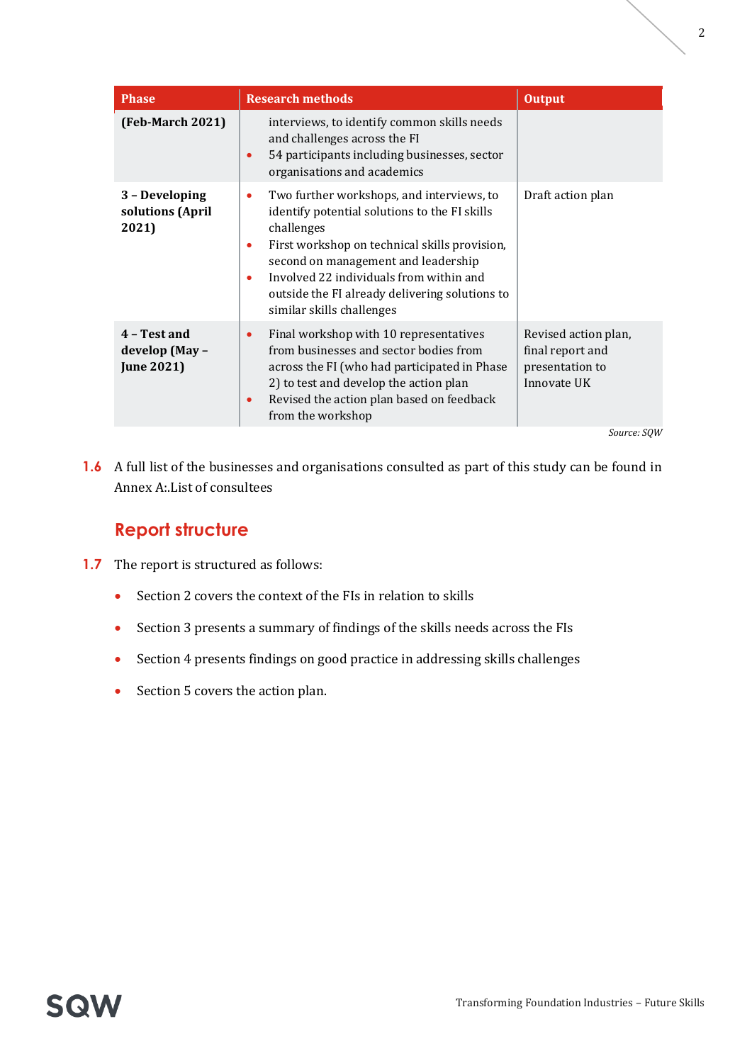| Phase | Research methods | Output |
|---|---|---|
| **(Feb-March 2021)** | interviews, to identify common skills needs and challenges across the FI<br>• 54 participants including businesses, sector organisations and academics | |
| **3 – Developing solutions (April 2021)** | • Two further workshops, and interviews, to identify potential solutions to the FI skills challenges<br>• First workshop on technical skills provision, second on management and leadership<br>• Involved 22 individuals from within and outside the FI already delivering solutions to similar skills challenges | Draft action plan |
| **4 – Test and develop (May – June 2021)** | • Final workshop with 10 representatives from businesses and sector bodies from across the FI (who had participated in Phase 2) to test and develop the action plan<br>• Revised the action plan based on feedback from the workshop | Revised action plan, final report and presentation to Innovate UK |

*Source: SQW*

**1.6** A full list of the businesses and organisations consulted as part of this study can be found in Annex A:.List of consultees

## Report structure

**1.7** The report is structured as follows:

- Section 2 covers the context of the FIs in relation to skills
- Section 3 presents a summary of findings of the skills needs across the FIs
- Section 4 presents findings on good practice in addressing skills challenges
- Section 5 covers the action plan.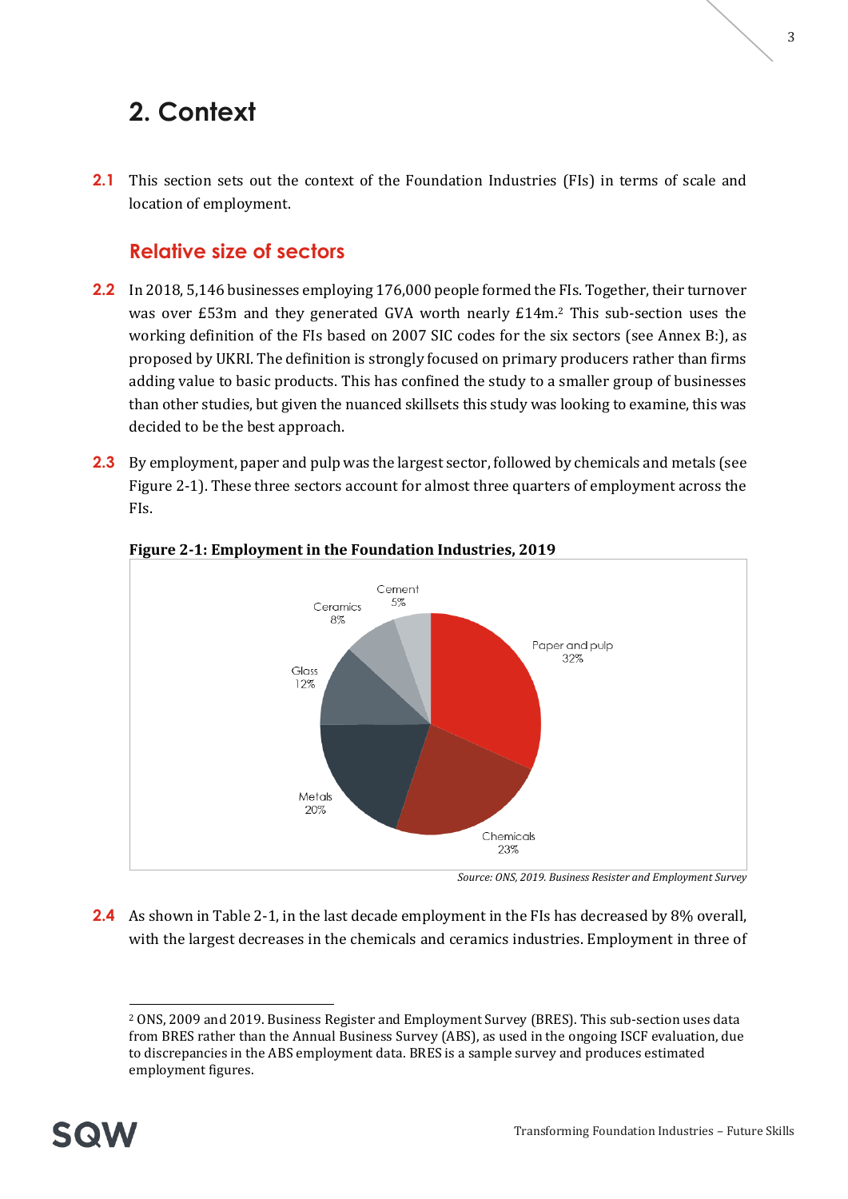# 2. Context

**2.1** This section sets out the context of the Foundation Industries (FIs) in terms of scale and location of employment.

## Relative size of sectors

**2.2** In 2018, 5,146 businesses employing 176,000 people formed the FIs. Together, their turnover was over £53m and they generated GVA worth nearly £14m.[2] This sub-section uses the working definition of the FIs based on 2007 SIC codes for the six sectors (see Annex B:), as proposed by UKRI. The definition is strongly focused on primary producers rather than firms adding value to basic products. This has confined the study to a smaller group of businesses than other studies, but given the nuanced skillsets this study was looking to examine, this was decided to be the best approach.

**2.3** By employment, paper and pulp was the largest sector, followed by chemicals and metals (see Figure 2-1). These three sectors account for almost three quarters of employment across the FIs.

**Figure 2-1: Employment in the Foundation Industries, 2019**

| Sector | Share of employment |
|---|---|
| Paper and pulp | 32% |
| Chemicals | 23% |
| Metals | 20% |
| Glass | 12% |
| Ceramics | 8% |
| Cement | 5% |

*Source: ONS, 2019. Business Resister and Employment Survey*

**2.4** As shown in Table 2-1, in the last decade employment in the FIs has decreased by 8% overall, with the largest decreases in the chemicals and ceramics industries. Employment in three of

[2] ONS, 2009 and 2019. Business Register and Employment Survey (BRES). This sub-section uses data from BRES rather than the Annual Business Survey (ABS), as used in the ongoing ISCF evaluation, due to discrepancies in the ABS employment data. BRES is a sample survey and produces estimated employment figures.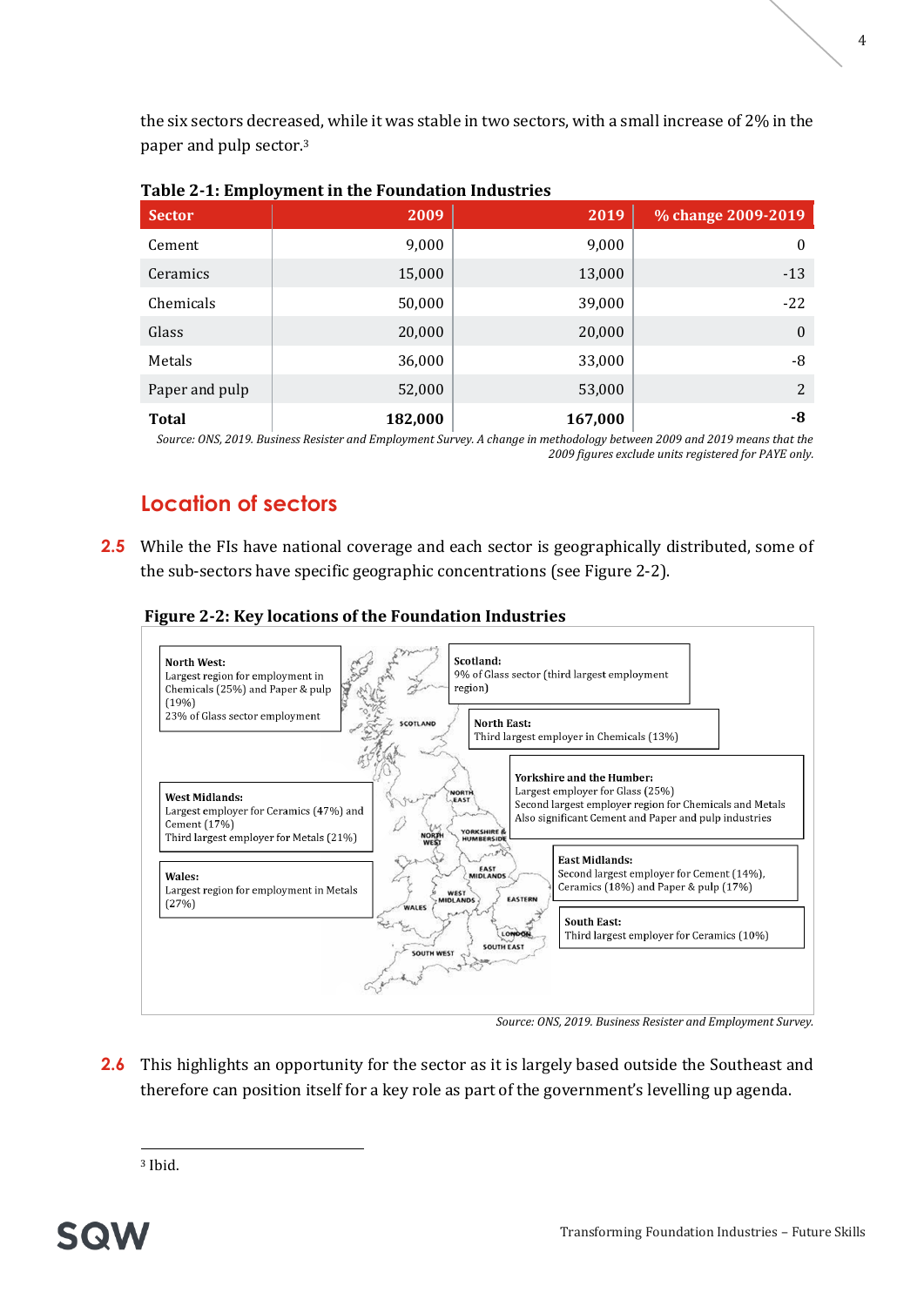the six sectors decreased, while it was stable in two sectors, with a small increase of 2% in the paper and pulp sector.[3]

**Table 2-1: Employment in the Foundation Industries**

| Sector | 2009 | 2019 | % change 2009-2019 |
|---|---|---|---|
| Cement | 9,000 | 9,000 | 0 |
| Ceramics | 15,000 | 13,000 | -13 |
| Chemicals | 50,000 | 39,000 | -22 |
| Glass | 20,000 | 20,000 | 0 |
| Metals | 36,000 | 33,000 | -8 |
| Paper and pulp | 52,000 | 53,000 | 2 |
| **Total** | **182,000** | **167,000** | **-8** |

*Source: ONS, 2019. Business Resister and Employment Survey. A change in methodology between 2009 and 2019 means that the 2009 figures exclude units registered for PAYE only.*

## Location of sectors

**2.5** While the FIs have national coverage and each sector is geographically distributed, some of the sub-sectors have specific geographic concentrations (see Figure 2-2).

**Figure 2-2: Key locations of the Foundation Industries**

**North West:**
Largest region for employment in Chemicals (25%) and Paper & pulp (19%)
23% of Glass sector employment

**Scotland:**
9% of Glass sector (third largest employment region)

**North East:**
Third largest employer in Chemicals (13%)

**Yorkshire and the Humber:**
Largest employer for Glass (25%)
Second largest employer region for Chemicals and Metals
Also significant Cement and Paper and pulp industries

**West Midlands:**
Largest employer for Ceramics (47%) and Cement (17%)
Third largest employer for Metals (21%)

**East Midlands:**
Second largest employer for Cement (14%), Ceramics (18%) and Paper & pulp (17%)

**Wales:**
Largest region for employment in Metals (27%)

**South East:**
Third largest employer for Ceramics (10%)

*Source: ONS, 2019. Business Resister and Employment Survey.*

**2.6** This highlights an opportunity for the sector as it is largely based outside the Southeast and therefore can position itself for a key role as part of the government's levelling up agenda.

[3] Ibid.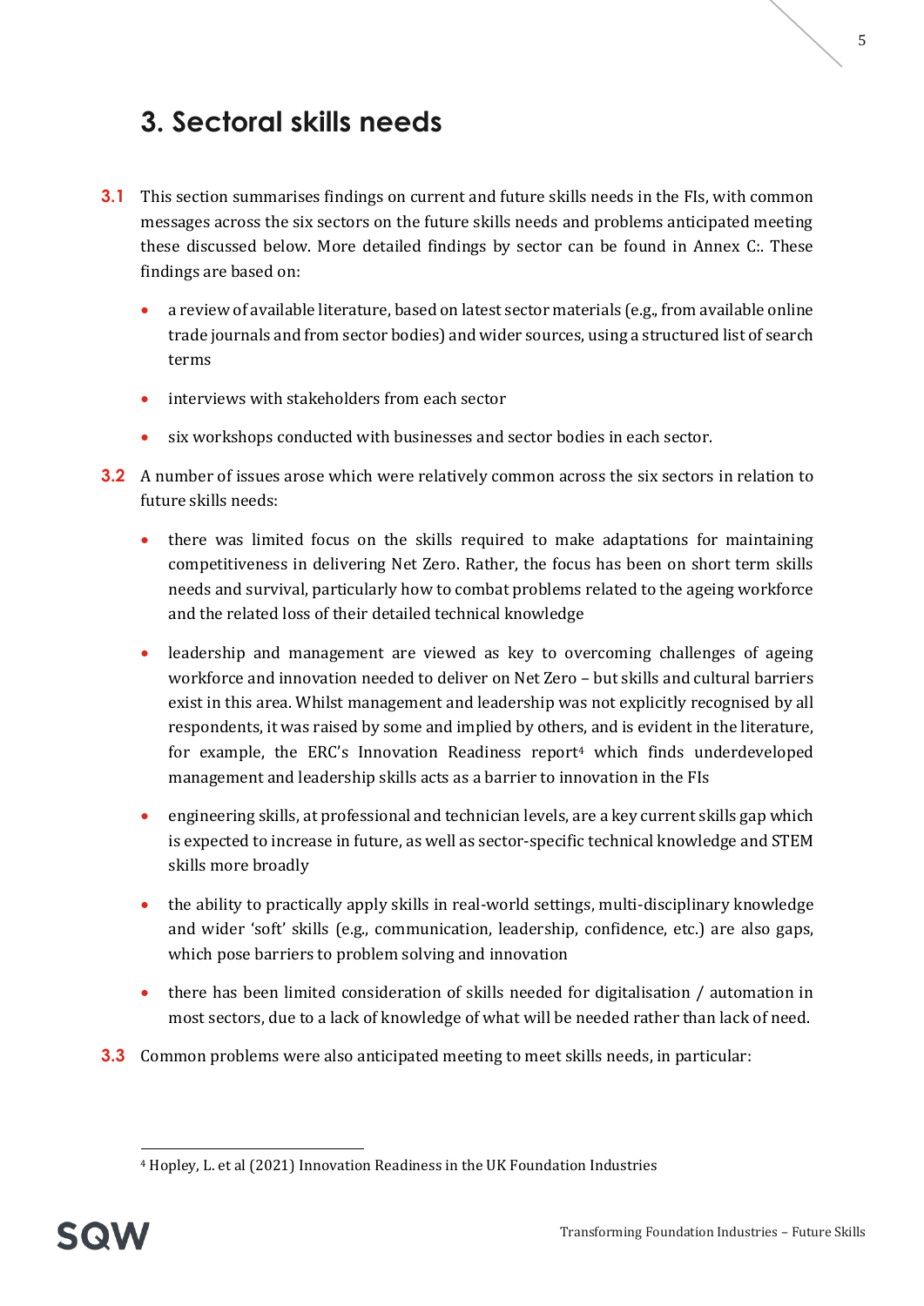# 3. Sectoral skills needs

**3.1** This section summarises findings on current and future skills needs in the FIs, with common messages across the six sectors on the future skills needs and problems anticipated meeting these discussed below. More detailed findings by sector can be found in Annex C:. These findings are based on:

- a review of available literature, based on latest sector materials (e.g., from available online trade journals and from sector bodies) and wider sources, using a structured list of search terms
- interviews with stakeholders from each sector
- six workshops conducted with businesses and sector bodies in each sector.

**3.2** A number of issues arose which were relatively common across the six sectors in relation to future skills needs:

- there was limited focus on the skills required to make adaptations for maintaining competitiveness in delivering Net Zero. Rather, the focus has been on short term skills needs and survival, particularly how to combat problems related to the ageing workforce and the related loss of their detailed technical knowledge
- leadership and management are viewed as key to overcoming challenges of ageing workforce and innovation needed to deliver on Net Zero – but skills and cultural barriers exist in this area. Whilst management and leadership was not explicitly recognised by all respondents, it was raised by some and implied by others, and is evident in the literature, for example, the ERC's Innovation Readiness report[4] which finds underdeveloped management and leadership skills acts as a barrier to innovation in the FIs
- engineering skills, at professional and technician levels, are a key current skills gap which is expected to increase in future, as well as sector-specific technical knowledge and STEM skills more broadly
- the ability to practically apply skills in real-world settings, multi-disciplinary knowledge and wider 'soft' skills (e.g., communication, leadership, confidence, etc.) are also gaps, which pose barriers to problem solving and innovation
- there has been limited consideration of skills needed for digitalisation / automation in most sectors, due to a lack of knowledge of what will be needed rather than lack of need.

**3.3** Common problems were also anticipated meeting to meet skills needs, in particular:

---

[4] Hopley, L. et al (2021) Innovation Readiness in the UK Foundation Industries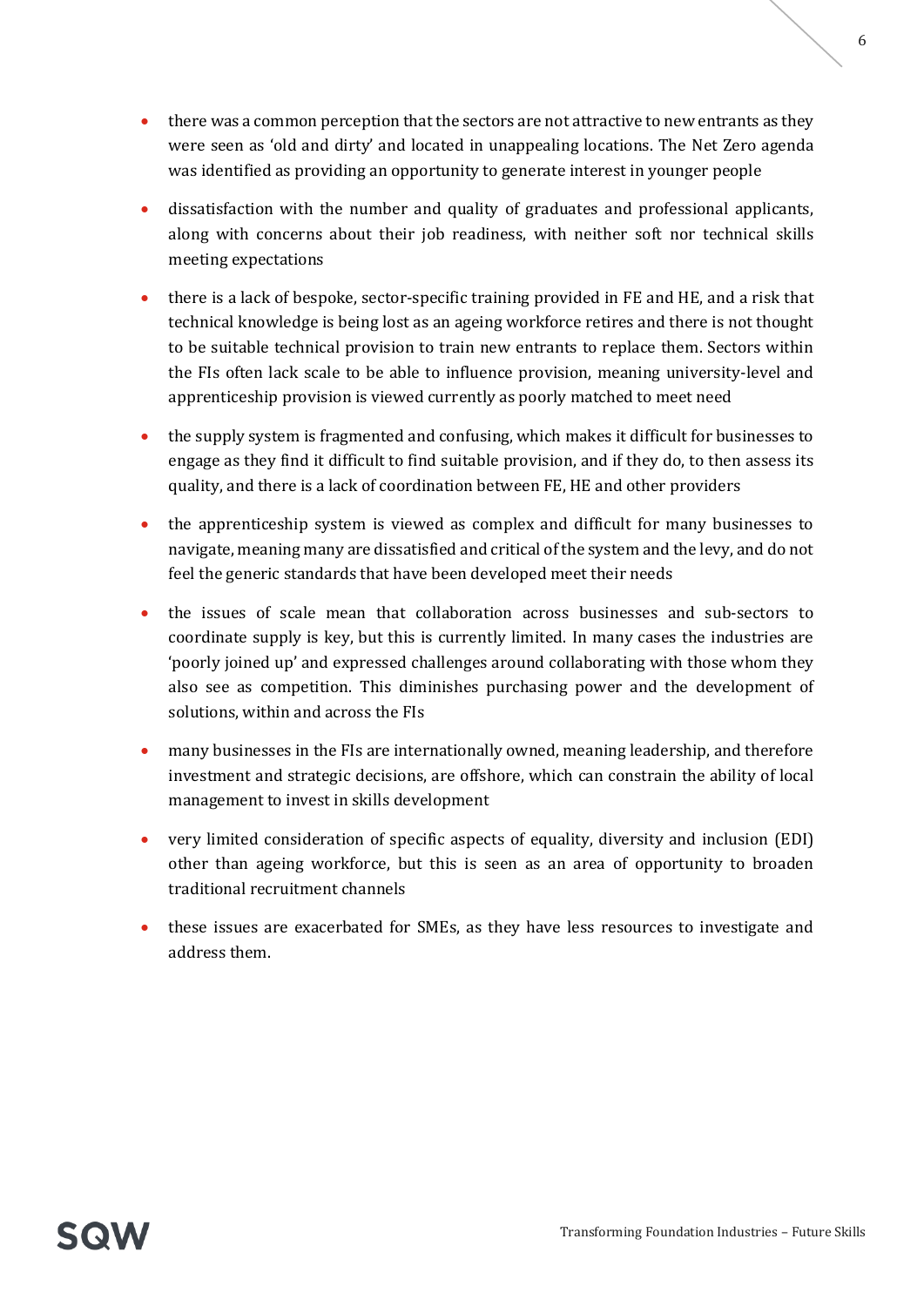- there was a common perception that the sectors are not attractive to new entrants as they were seen as 'old and dirty' and located in unappealing locations. The Net Zero agenda was identified as providing an opportunity to generate interest in younger people
- dissatisfaction with the number and quality of graduates and professional applicants, along with concerns about their job readiness, with neither soft nor technical skills meeting expectations
- there is a lack of bespoke, sector-specific training provided in FE and HE, and a risk that technical knowledge is being lost as an ageing workforce retires and there is not thought to be suitable technical provision to train new entrants to replace them. Sectors within the FIs often lack scale to be able to influence provision, meaning university-level and apprenticeship provision is viewed currently as poorly matched to meet need
- the supply system is fragmented and confusing, which makes it difficult for businesses to engage as they find it difficult to find suitable provision, and if they do, to then assess its quality, and there is a lack of coordination between FE, HE and other providers
- the apprenticeship system is viewed as complex and difficult for many businesses to navigate, meaning many are dissatisfied and critical of the system and the levy, and do not feel the generic standards that have been developed meet their needs
- the issues of scale mean that collaboration across businesses and sub-sectors to coordinate supply is key, but this is currently limited. In many cases the industries are 'poorly joined up' and expressed challenges around collaborating with those whom they also see as competition. This diminishes purchasing power and the development of solutions, within and across the FIs
- many businesses in the FIs are internationally owned, meaning leadership, and therefore investment and strategic decisions, are offshore, which can constrain the ability of local management to invest in skills development
- very limited consideration of specific aspects of equality, diversity and inclusion (EDI) other than ageing workforce, but this is seen as an area of opportunity to broaden traditional recruitment channels
- these issues are exacerbated for SMEs, as they have less resources to investigate and address them.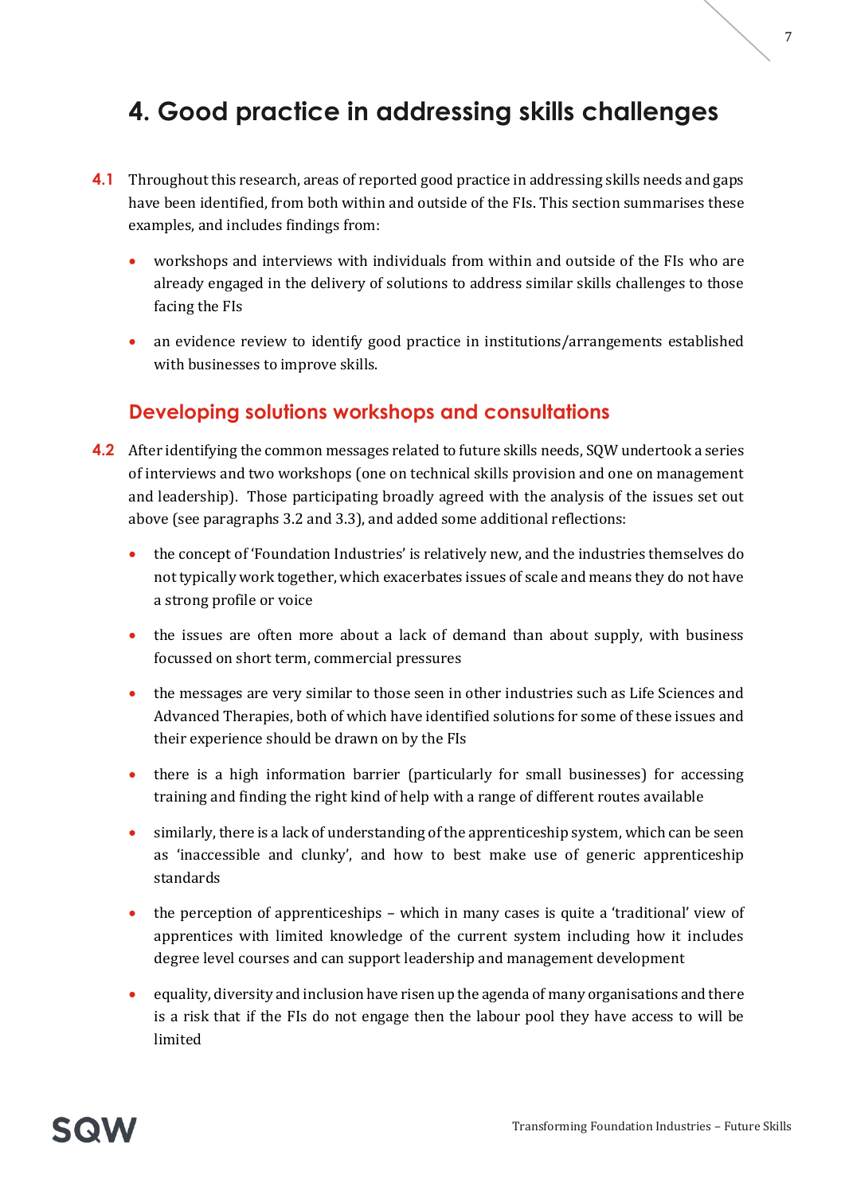# 4. Good practice in addressing skills challenges

**4.1** Throughout this research, areas of reported good practice in addressing skills needs and gaps have been identified, from both within and outside of the FIs. This section summarises these examples, and includes findings from:

- workshops and interviews with individuals from within and outside of the FIs who are already engaged in the delivery of solutions to address similar skills challenges to those facing the FIs
- an evidence review to identify good practice in institutions/arrangements established with businesses to improve skills.

## Developing solutions workshops and consultations

**4.2** After identifying the common messages related to future skills needs, SQW undertook a series of interviews and two workshops (one on technical skills provision and one on management and leadership). Those participating broadly agreed with the analysis of the issues set out above (see paragraphs 3.2 and 3.3), and added some additional reflections:

- the concept of 'Foundation Industries' is relatively new, and the industries themselves do not typically work together, which exacerbates issues of scale and means they do not have a strong profile or voice
- the issues are often more about a lack of demand than about supply, with business focussed on short term, commercial pressures
- the messages are very similar to those seen in other industries such as Life Sciences and Advanced Therapies, both of which have identified solutions for some of these issues and their experience should be drawn on by the FIs
- there is a high information barrier (particularly for small businesses) for accessing training and finding the right kind of help with a range of different routes available
- similarly, there is a lack of understanding of the apprenticeship system, which can be seen as 'inaccessible and clunky', and how to best make use of generic apprenticeship standards
- the perception of apprenticeships – which in many cases is quite a 'traditional' view of apprentices with limited knowledge of the current system including how it includes degree level courses and can support leadership and management development
- equality, diversity and inclusion have risen up the agenda of many organisations and there is a risk that if the FIs do not engage then the labour pool they have access to will be limited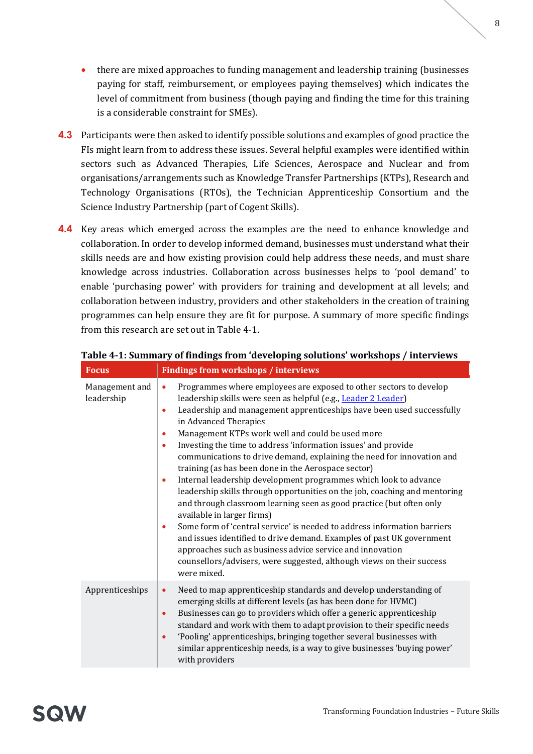- there are mixed approaches to funding management and leadership training (businesses paying for staff, reimbursement, or employees paying themselves) which indicates the level of commitment from business (though paying and finding the time for this training is a considerable constraint for SMEs).

**4.3** Participants were then asked to identify possible solutions and examples of good practice the FIs might learn from to address these issues. Several helpful examples were identified within sectors such as Advanced Therapies, Life Sciences, Aerospace and Nuclear and from organisations/arrangements such as Knowledge Transfer Partnerships (KTPs), Research and Technology Organisations (RTOs), the Technician Apprenticeship Consortium and the Science Industry Partnership (part of Cogent Skills).

**4.4** Key areas which emerged across the examples are the need to enhance knowledge and collaboration. In order to develop informed demand, businesses must understand what their skills needs are and how existing provision could help address these needs, and must share knowledge across industries. Collaboration across businesses helps to 'pool demand' to enable 'purchasing power' with providers for training and development at all levels; and collaboration between industry, providers and other stakeholders in the creation of training programmes can help ensure they are fit for purpose. A summary of more specific findings from this research are set out in Table 4-1.

**Table 4-1: Summary of findings from 'developing solutions' workshops / interviews**

| Focus | Findings from workshops / interviews |
|---|---|
| Management and leadership | • Programmes where employees are exposed to other sectors to develop leadership skills were seen as helpful (e.g., Leader 2 Leader)<br>• Leadership and management apprenticeships have been used successfully in Advanced Therapies<br>• Management KTPs work well and could be used more<br>• Investing the time to address 'information issues' and provide communications to drive demand, explaining the need for innovation and training (as has been done in the Aerospace sector)<br>• Internal leadership development programmes which look to advance leadership skills through opportunities on the job, coaching and mentoring and through classroom learning seen as good practice (but often only available in larger firms)<br>• Some form of 'central service' is needed to address information barriers and issues identified to drive demand. Examples of past UK government approaches such as business advice service and innovation counsellors/advisers, were suggested, although views on their success were mixed. |
| Apprenticeships | • Need to map apprenticeship standards and develop understanding of emerging skills at different levels (as has been done for HVMC)<br>• Businesses can go to providers which offer a generic apprenticeship standard and work with them to adapt provision to their specific needs<br>• 'Pooling' apprenticeships, bringing together several businesses with similar apprenticeship needs, is a way to give businesses 'buying power' with providers |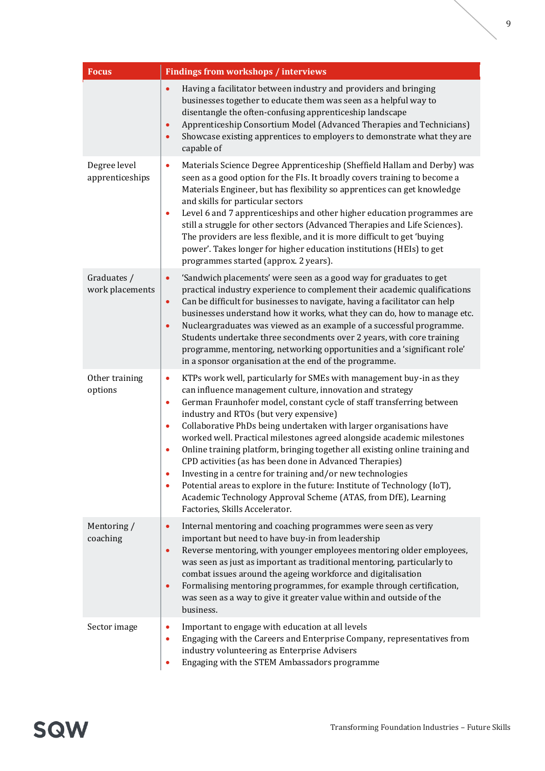| Focus | Findings from workshops / interviews |
|---|---|
| | • Having a facilitator between industry and providers and bringing businesses together to educate them was seen as a helpful way to disentangle the often-confusing apprenticeship landscape<br>• Apprenticeship Consortium Model (Advanced Therapies and Technicians)<br>• Showcase existing apprentices to employers to demonstrate what they are capable of |
| Degree level apprenticeships | • Materials Science Degree Apprenticeship (Sheffield Hallam and Derby) was seen as a good option for the FIs. It broadly covers training to become a Materials Engineer, but has flexibility so apprentices can get knowledge and skills for particular sectors<br>• Level 6 and 7 apprenticeships and other higher education programmes are still a struggle for other sectors (Advanced Therapies and Life Sciences). The providers are less flexible, and it is more difficult to get 'buying power'. Takes longer for higher education institutions (HEIs) to get programmes started (approx. 2 years). |
| Graduates / work placements | • 'Sandwich placements' were seen as a good way for graduates to get practical industry experience to complement their academic qualifications<br>• Can be difficult for businesses to navigate, having a facilitator can help businesses understand how it works, what they can do, how to manage etc.<br>• Nucleargraduates was viewed as an example of a successful programme. Students undertake three secondments over 2 years, with core training programme, mentoring, networking opportunities and a 'significant role' in a sponsor organisation at the end of the programme. |
| Other training options | • KTPs work well, particularly for SMEs with management buy-in as they can influence management culture, innovation and strategy<br>• German Fraunhofer model, constant cycle of staff transferring between industry and RTOs (but very expensive)<br>• Collaborative PhDs being undertaken with larger organisations have worked well. Practical milestones agreed alongside academic milestones<br>• Online training platform, bringing together all existing online training and CPD activities (as has been done in Advanced Therapies)<br>• Investing in a centre for training and/or new technologies<br>• Potential areas to explore in the future: Institute of Technology (IoT), Academic Technology Approval Scheme (ATAS, from DfE), Learning Factories, Skills Accelerator. |
| Mentoring / coaching | • Internal mentoring and coaching programmes were seen as very important but need to have buy-in from leadership<br>• Reverse mentoring, with younger employees mentoring older employees, was seen as just as important as traditional mentoring, particularly to combat issues around the ageing workforce and digitalisation<br>• Formalising mentoring programmes, for example through certification, was seen as a way to give it greater value within and outside of the business. |
| Sector image | • Important to engage with education at all levels<br>• Engaging with the Careers and Enterprise Company, representatives from industry volunteering as Enterprise Advisers<br>• Engaging with the STEM Ambassadors programme |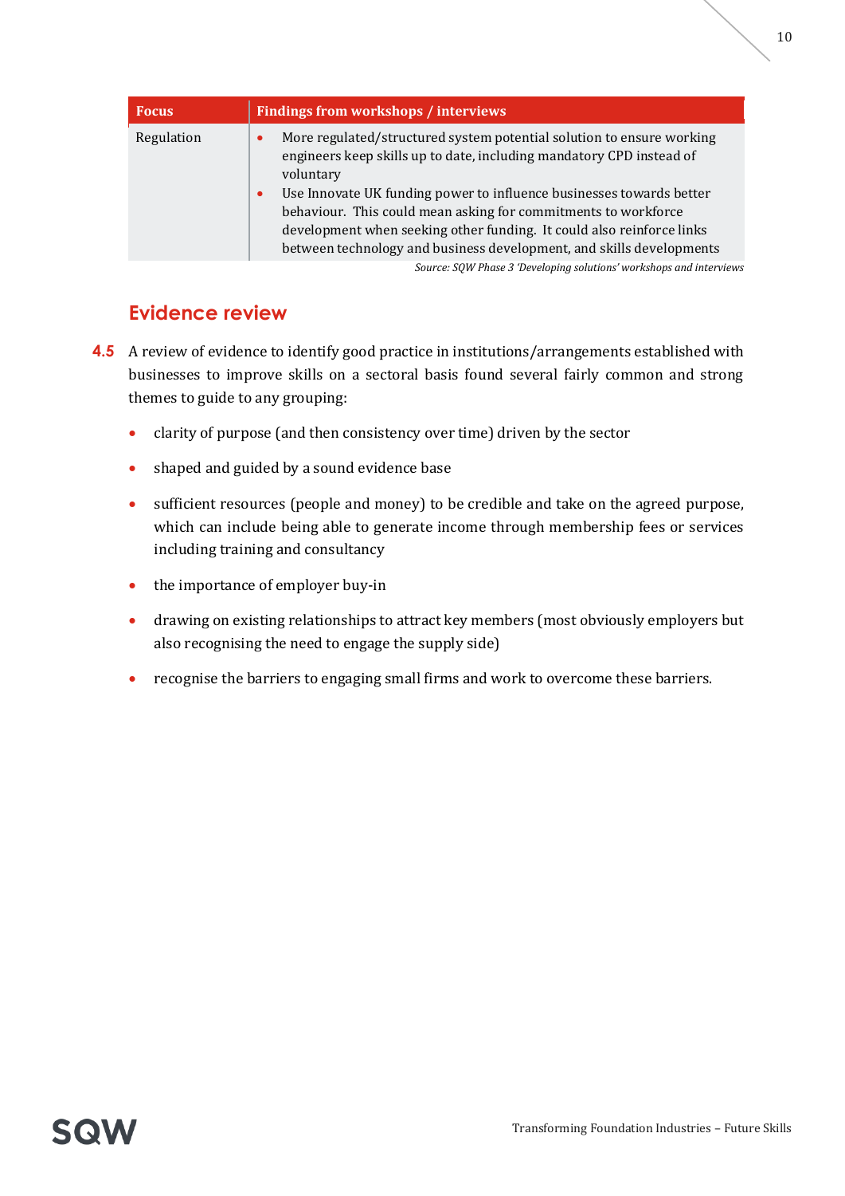| Focus | Findings from workshops / interviews |
|---|---|
| Regulation | • More regulated/structured system potential solution to ensure working engineers keep skills up to date, including mandatory CPD instead of voluntary<br>• Use Innovate UK funding power to influence businesses towards better behaviour. This could mean asking for commitments to workforce development when seeking other funding. It could also reinforce links between technology and business development, and skills developments |

*Source: SQW Phase 3 'Developing solutions' workshops and interviews*

## Evidence review

**4.5** A review of evidence to identify good practice in institutions/arrangements established with businesses to improve skills on a sectoral basis found several fairly common and strong themes to guide to any grouping:

- clarity of purpose (and then consistency over time) driven by the sector
- shaped and guided by a sound evidence base
- sufficient resources (people and money) to be credible and take on the agreed purpose, which can include being able to generate income through membership fees or services including training and consultancy
- the importance of employer buy-in
- drawing on existing relationships to attract key members (most obviously employers but also recognising the need to engage the supply side)
- recognise the barriers to engaging small firms and work to overcome these barriers.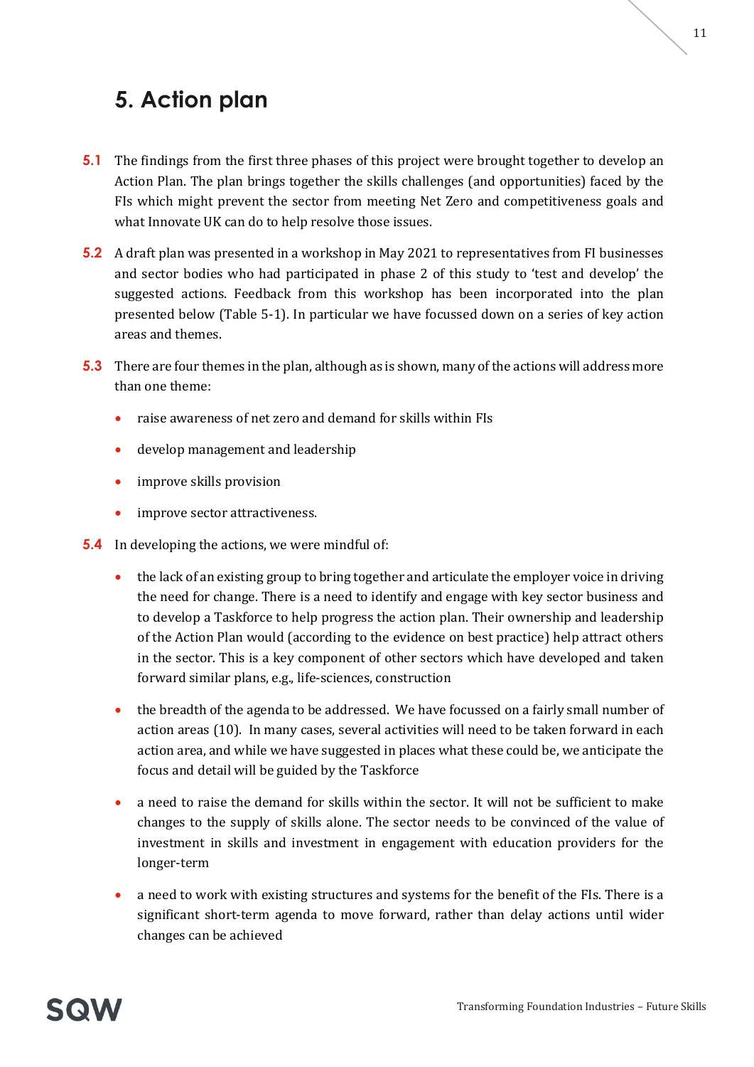# 5. Action plan

**5.1** The findings from the first three phases of this project were brought together to develop an Action Plan. The plan brings together the skills challenges (and opportunities) faced by the FIs which might prevent the sector from meeting Net Zero and competitiveness goals and what Innovate UK can do to help resolve those issues.

**5.2** A draft plan was presented in a workshop in May 2021 to representatives from FI businesses and sector bodies who had participated in phase 2 of this study to 'test and develop' the suggested actions. Feedback from this workshop has been incorporated into the plan presented below (Table 5-1). In particular we have focussed down on a series of key action areas and themes.

**5.3** There are four themes in the plan, although as is shown, many of the actions will address more than one theme:

- raise awareness of net zero and demand for skills within FIs
- develop management and leadership
- improve skills provision
- improve sector attractiveness.

**5.4** In developing the actions, we were mindful of:

- the lack of an existing group to bring together and articulate the employer voice in driving the need for change. There is a need to identify and engage with key sector business and to develop a Taskforce to help progress the action plan. Their ownership and leadership of the Action Plan would (according to the evidence on best practice) help attract others in the sector. This is a key component of other sectors which have developed and taken forward similar plans, e.g., life-sciences, construction
- the breadth of the agenda to be addressed. We have focussed on a fairly small number of action areas (10). In many cases, several activities will need to be taken forward in each action area, and while we have suggested in places what these could be, we anticipate the focus and detail will be guided by the Taskforce
- a need to raise the demand for skills within the sector. It will not be sufficient to make changes to the supply of skills alone. The sector needs to be convinced of the value of investment in skills and investment in engagement with education providers for the longer-term
- a need to work with existing structures and systems for the benefit of the FIs. There is a significant short-term agenda to move forward, rather than delay actions until wider changes can be achieved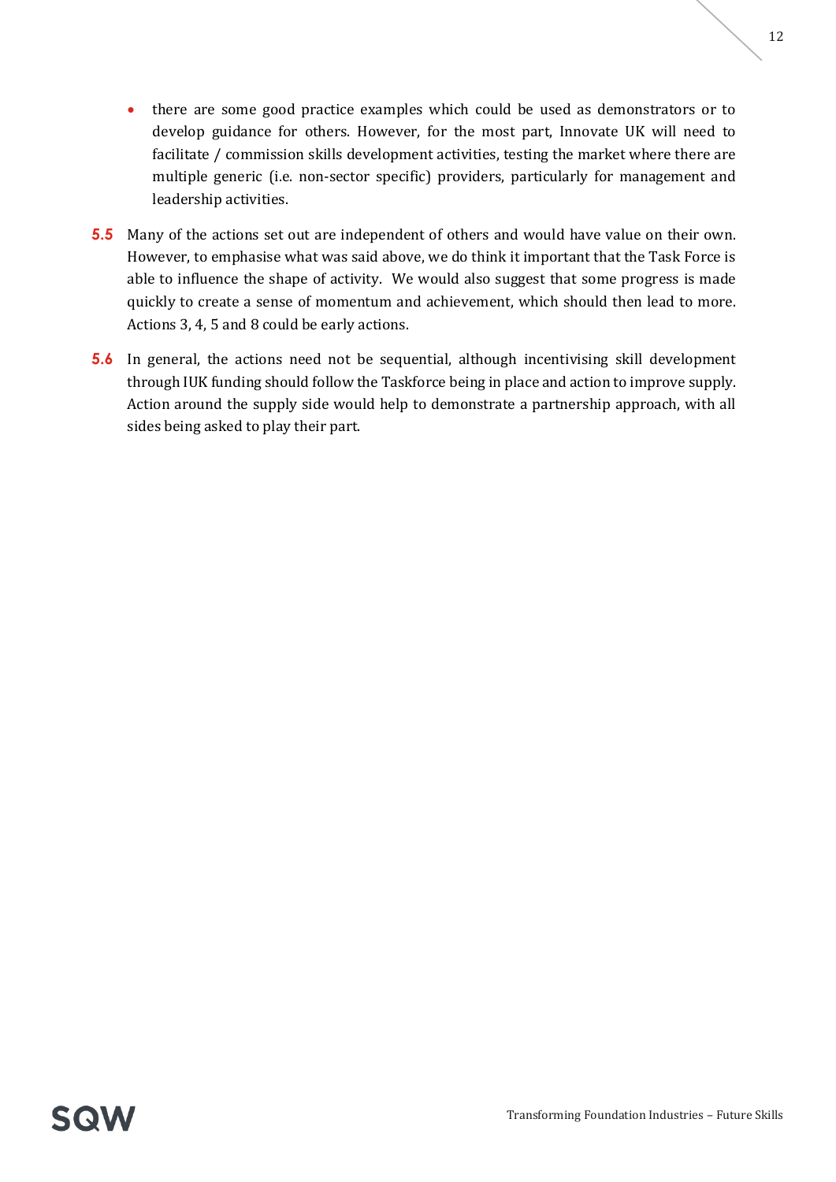- there are some good practice examples which could be used as demonstrators or to develop guidance for others. However, for the most part, Innovate UK will need to facilitate / commission skills development activities, testing the market where there are multiple generic (i.e. non-sector specific) providers, particularly for management and leadership activities.

**5.5** Many of the actions set out are independent of others and would have value on their own. However, to emphasise what was said above, we do think it important that the Task Force is able to influence the shape of activity. We would also suggest that some progress is made quickly to create a sense of momentum and achievement, which should then lead to more. Actions 3, 4, 5 and 8 could be early actions.

**5.6** In general, the actions need not be sequential, although incentivising skill development through IUK funding should follow the Taskforce being in place and action to improve supply. Action around the supply side would help to demonstrate a partnership approach, with all sides being asked to play their part.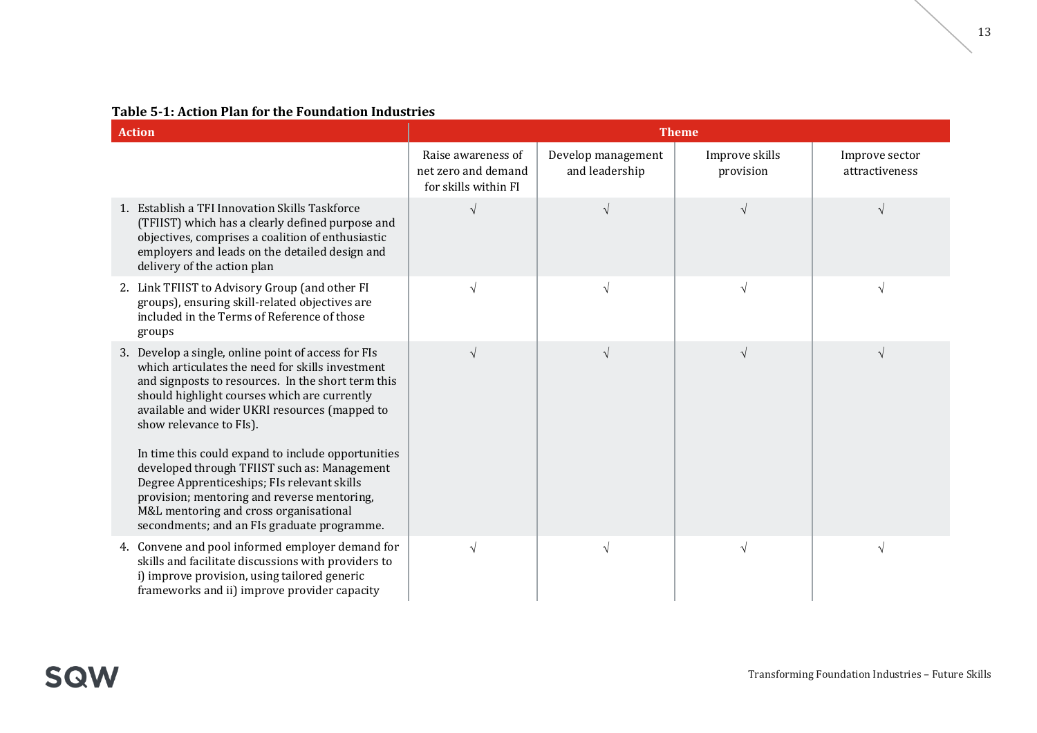**Table 5-1: Action Plan for the Foundation Industries**

| Action | Theme | | | |
|---|---|---|---|---|
| | Raise awareness of net zero and demand for skills within FI | Develop management and leadership | Improve skills provision | Improve sector attractiveness |
| 1. Establish a TFI Innovation Skills Taskforce (TFIIST) which has a clearly defined purpose and objectives, comprises a coalition of enthusiastic employers and leads on the detailed design and delivery of the action plan | √ | √ | √ | √ |
| 2. Link TFIIST to Advisory Group (and other FI groups), ensuring skill-related objectives are included in the Terms of Reference of those groups | √ | √ | √ | √ |
| 3. Develop a single, online point of access for FIs which articulates the need for skills investment and signposts to resources. In the short term this should highlight courses which are currently available and wider UKRI resources (mapped to show relevance to FIs).<br><br>In time this could expand to include opportunities developed through TFIIST such as: Management Degree Apprenticeships; FIs relevant skills provision; mentoring and reverse mentoring, M&L mentoring and cross organisational secondments; and an FIs graduate programme. | √ | √ | √ | √ |
| 4. Convene and pool informed employer demand for skills and facilitate discussions with providers to i) improve provision, using tailored generic frameworks and ii) improve provider capacity | √ | √ | √ | √ |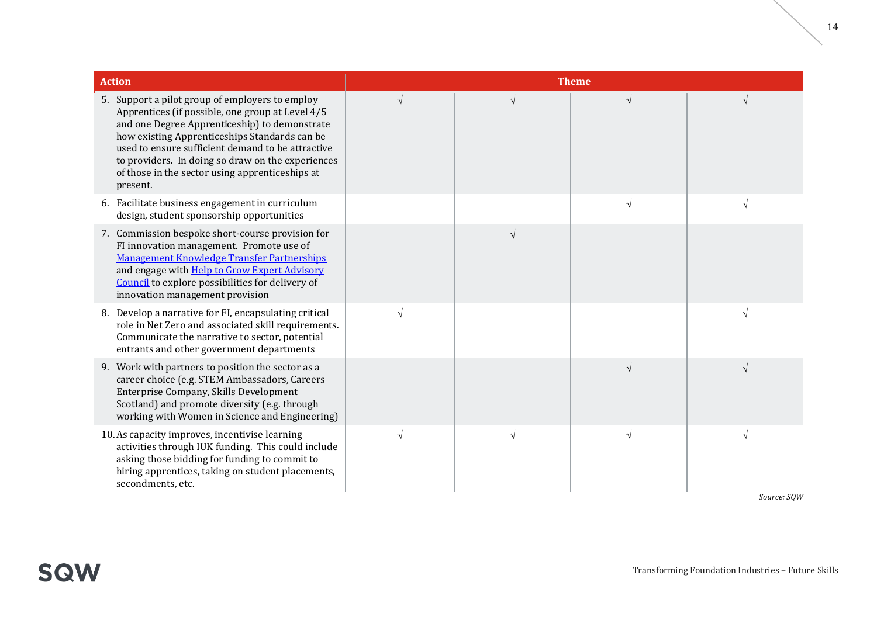| Action | Theme | | | |
|---|---|---|---|---|
| 5. Support a pilot group of employers to employ Apprentices (if possible, one group at Level 4/5 and one Degree Apprenticeship) to demonstrate how existing Apprenticeships Standards can be used to ensure sufficient demand to be attractive to providers. In doing so draw on the experiences of those in the sector using apprenticeships at present. | √ | √ | √ | √ |
| 6. Facilitate business engagement in curriculum design, student sponsorship opportunities | | | √ | √ |
| 7. Commission bespoke short-course provision for FI innovation management. Promote use of [Management Knowledge Transfer Partnerships] and engage with [Help to Grow Expert Advisory Council] to explore possibilities for delivery of innovation management provision | | √ | | |
| 8. Develop a narrative for FI, encapsulating critical role in Net Zero and associated skill requirements. Communicate the narrative to sector, potential entrants and other government departments | √ | | | √ |
| 9. Work with partners to position the sector as a career choice (e.g. STEM Ambassadors, Careers Enterprise Company, Skills Development Scotland) and promote diversity (e.g. through working with Women in Science and Engineering) | | | √ | √ |
| 10. As capacity improves, incentivise learning activities through IUK funding. This could include asking those bidding for funding to commit to hiring apprentices, taking on student placements, secondments, etc. | √ | √ | √ | √ |

*Source: SQW*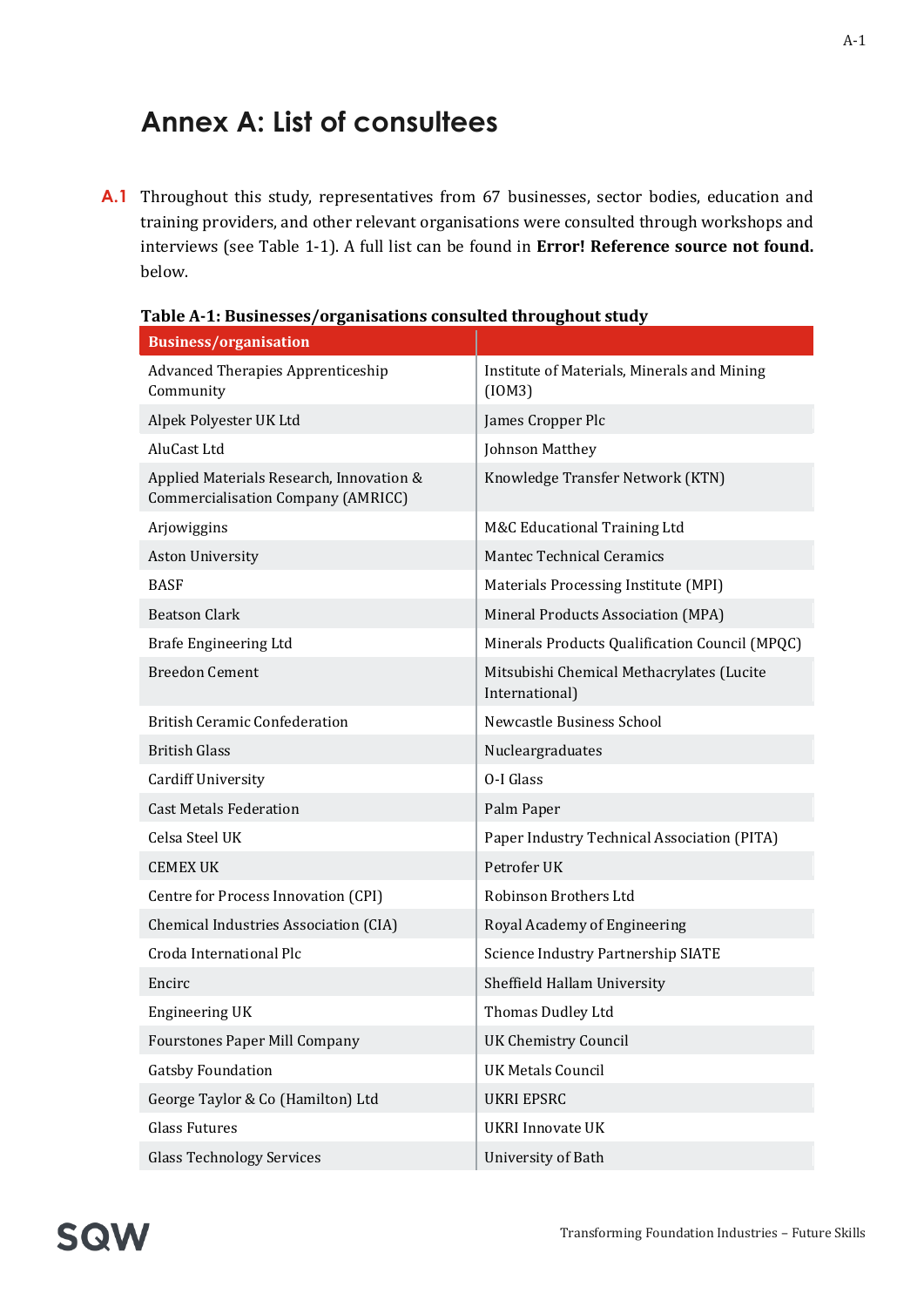# Annex A: List of consultees

**A.1** Throughout this study, representatives from 67 businesses, sector bodies, education and training providers, and other relevant organisations were consulted through workshops and interviews (see Table 1-1). A full list can be found in **Error! Reference source not found.** below.

**Table A-1: Businesses/organisations consulted throughout study**

| Business/organisation | |
|---|---|
| Advanced Therapies Apprenticeship Community | Institute of Materials, Minerals and Mining (IOM3) |
| Alpek Polyester UK Ltd | James Cropper Plc |
| AluCast Ltd | Johnson Matthey |
| Applied Materials Research, Innovation & Commercialisation Company (AMRICC) | Knowledge Transfer Network (KTN) |
| Arjowiggins | M&C Educational Training Ltd |
| Aston University | Mantec Technical Ceramics |
| BASF | Materials Processing Institute (MPI) |
| Beatson Clark | Mineral Products Association (MPA) |
| Brafe Engineering Ltd | Minerals Products Qualification Council (MPQC) |
| Breedon Cement | Mitsubishi Chemical Methacrylates (Lucite International) |
| British Ceramic Confederation | Newcastle Business School |
| British Glass | Nucleargraduates |
| Cardiff University | O-I Glass |
| Cast Metals Federation | Palm Paper |
| Celsa Steel UK | Paper Industry Technical Association (PITA) |
| CEMEX UK | Petrofer UK |
| Centre for Process Innovation (CPI) | Robinson Brothers Ltd |
| Chemical Industries Association (CIA) | Royal Academy of Engineering |
| Croda International Plc | Science Industry Partnership SIATE |
| Encirc | Sheffield Hallam University |
| Engineering UK | Thomas Dudley Ltd |
| Fourstones Paper Mill Company | UK Chemistry Council |
| Gatsby Foundation | UK Metals Council |
| George Taylor & Co (Hamilton) Ltd | UKRI EPSRC |
| Glass Futures | UKRI Innovate UK |
| Glass Technology Services | University of Bath |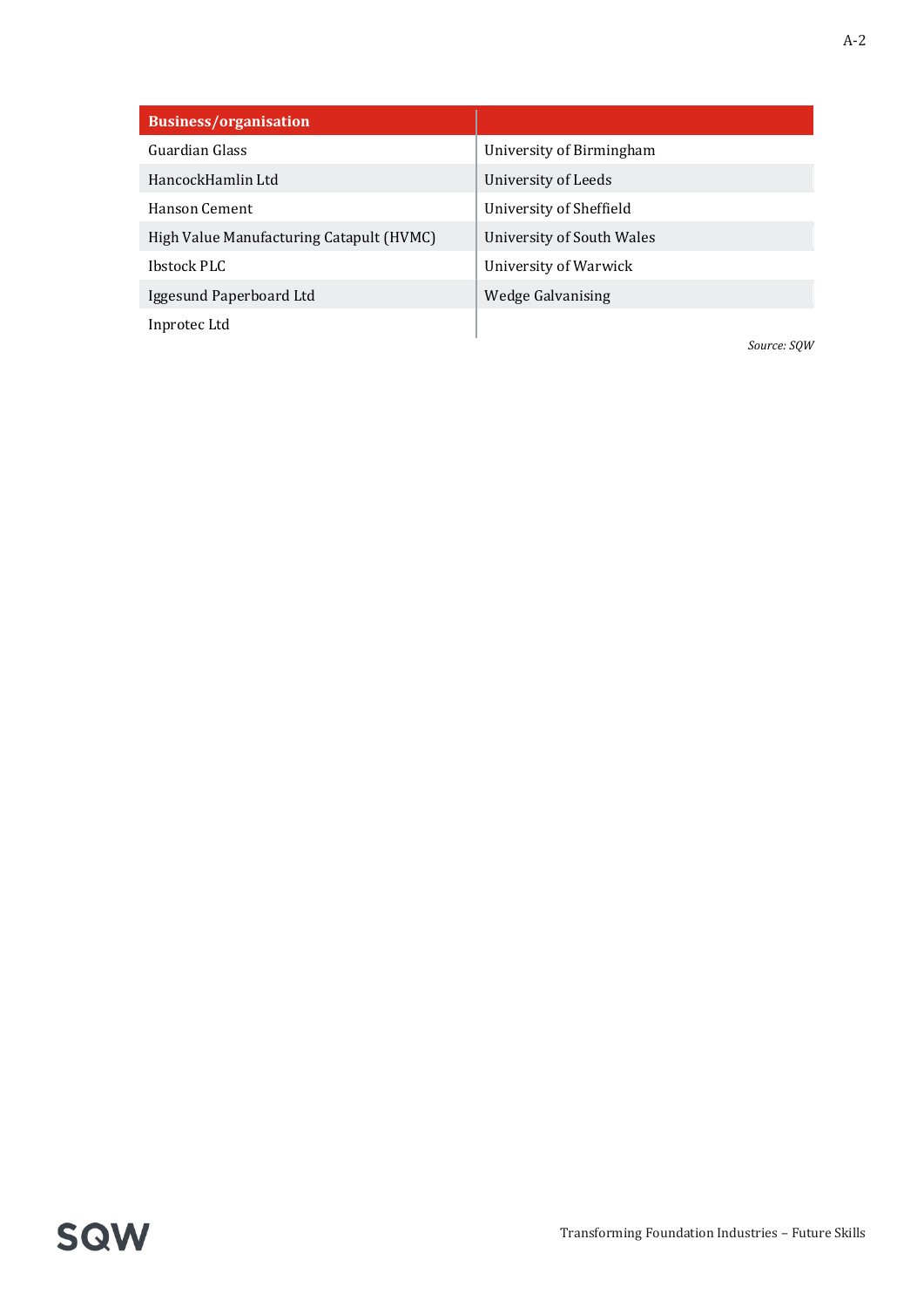| Business/organisation | |
|---|---|
| Guardian Glass | University of Birmingham |
| HancockHamlin Ltd | University of Leeds |
| Hanson Cement | University of Sheffield |
| High Value Manufacturing Catapult (HVMC) | University of South Wales |
| Ibstock PLC | University of Warwick |
| Iggesund Paperboard Ltd | Wedge Galvanising |
| Inprotec Ltd | |

*Source: SQW*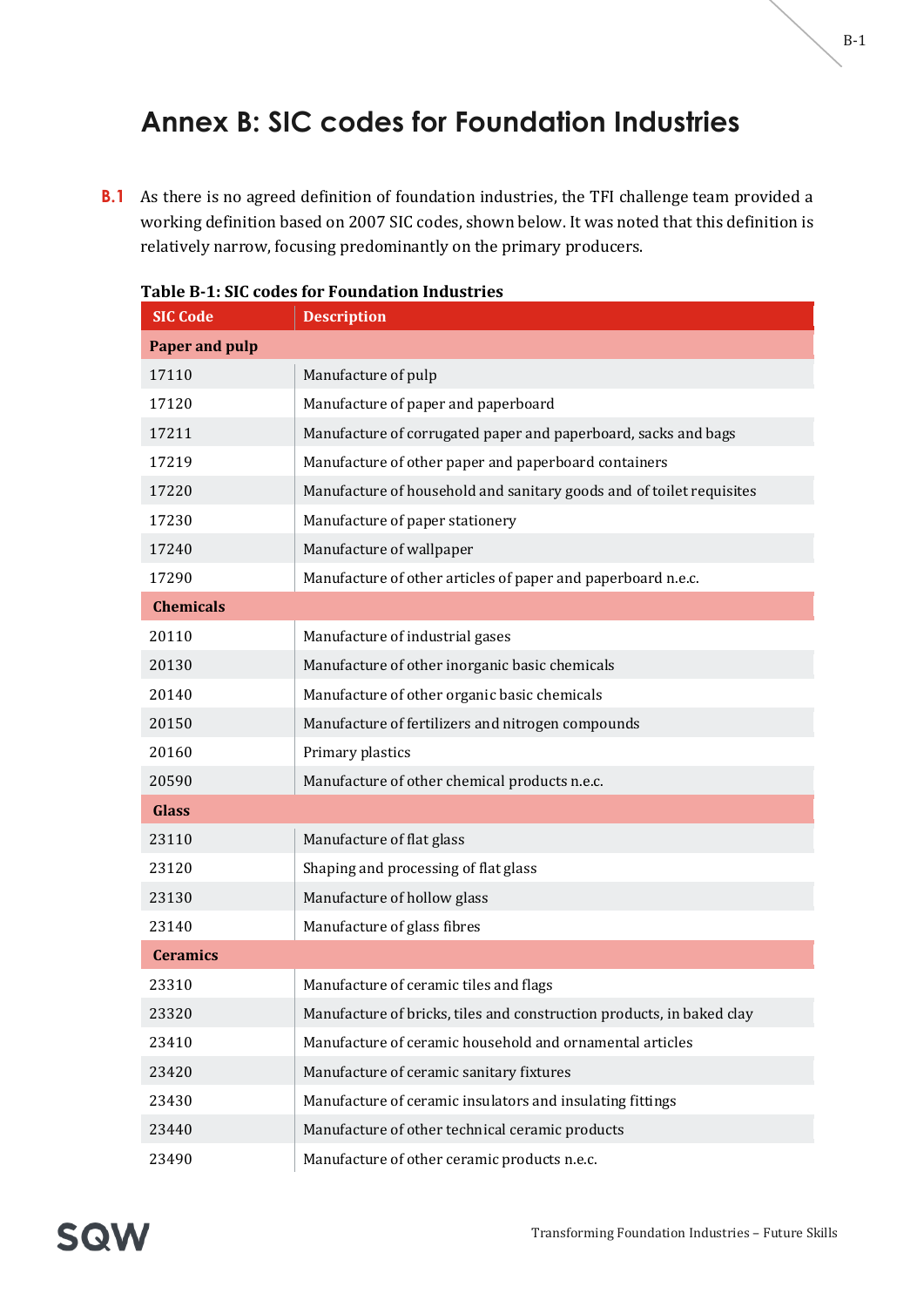# Annex B: SIC codes for Foundation Industries

**B.1** As there is no agreed definition of foundation industries, the TFI challenge team provided a working definition based on 2007 SIC codes, shown below. It was noted that this definition is relatively narrow, focusing predominantly on the primary producers.

**Table B-1: SIC codes for Foundation Industries**

| SIC Code | Description |
|---|---|
| **Paper and pulp** | |
| 17110 | Manufacture of pulp |
| 17120 | Manufacture of paper and paperboard |
| 17211 | Manufacture of corrugated paper and paperboard, sacks and bags |
| 17219 | Manufacture of other paper and paperboard containers |
| 17220 | Manufacture of household and sanitary goods and of toilet requisites |
| 17230 | Manufacture of paper stationery |
| 17240 | Manufacture of wallpaper |
| 17290 | Manufacture of other articles of paper and paperboard n.e.c. |
| **Chemicals** | |
| 20110 | Manufacture of industrial gases |
| 20130 | Manufacture of other inorganic basic chemicals |
| 20140 | Manufacture of other organic basic chemicals |
| 20150 | Manufacture of fertilizers and nitrogen compounds |
| 20160 | Primary plastics |
| 20590 | Manufacture of other chemical products n.e.c. |
| **Glass** | |
| 23110 | Manufacture of flat glass |
| 23120 | Shaping and processing of flat glass |
| 23130 | Manufacture of hollow glass |
| 23140 | Manufacture of glass fibres |
| **Ceramics** | |
| 23310 | Manufacture of ceramic tiles and flags |
| 23320 | Manufacture of bricks, tiles and construction products, in baked clay |
| 23410 | Manufacture of ceramic household and ornamental articles |
| 23420 | Manufacture of ceramic sanitary fixtures |
| 23430 | Manufacture of ceramic insulators and insulating fittings |
| 23440 | Manufacture of other technical ceramic products |
| 23490 | Manufacture of other ceramic products n.e.c. |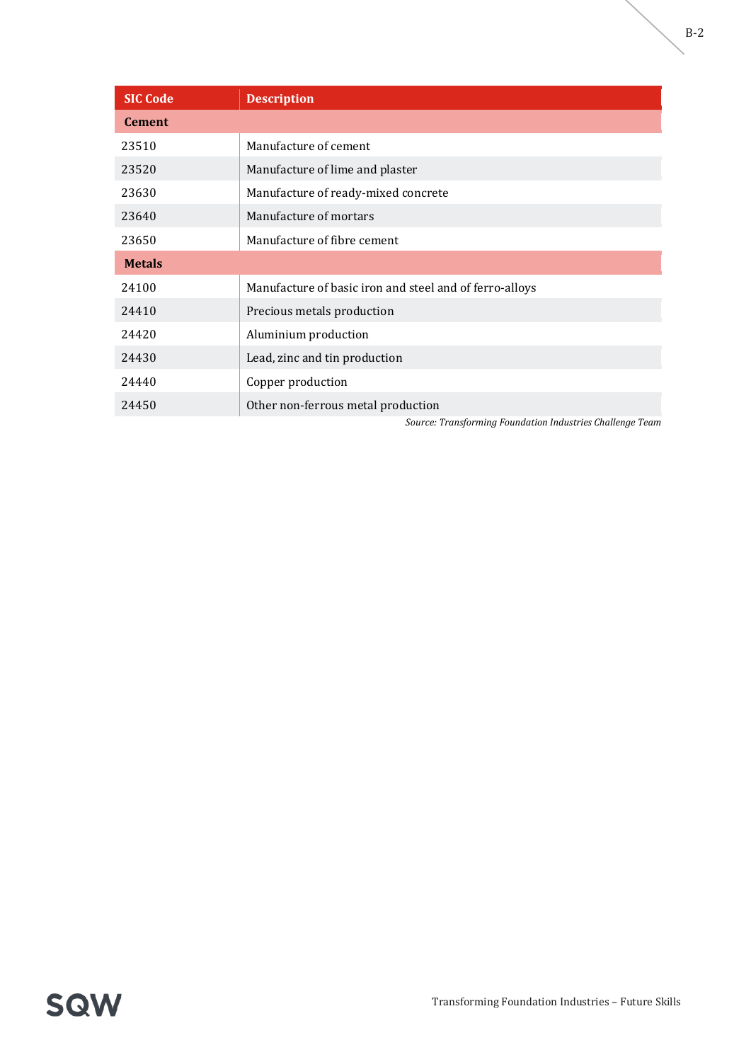| SIC Code | Description |
|---|---|
| **Cement** | |
| 23510 | Manufacture of cement |
| 23520 | Manufacture of lime and plaster |
| 23630 | Manufacture of ready-mixed concrete |
| 23640 | Manufacture of mortars |
| 23650 | Manufacture of fibre cement |
| **Metals** | |
| 24100 | Manufacture of basic iron and steel and of ferro-alloys |
| 24410 | Precious metals production |
| 24420 | Aluminium production |
| 24430 | Lead, zinc and tin production |
| 24440 | Copper production |
| 24450 | Other non-ferrous metal production |

*Source: Transforming Foundation Industries Challenge Team*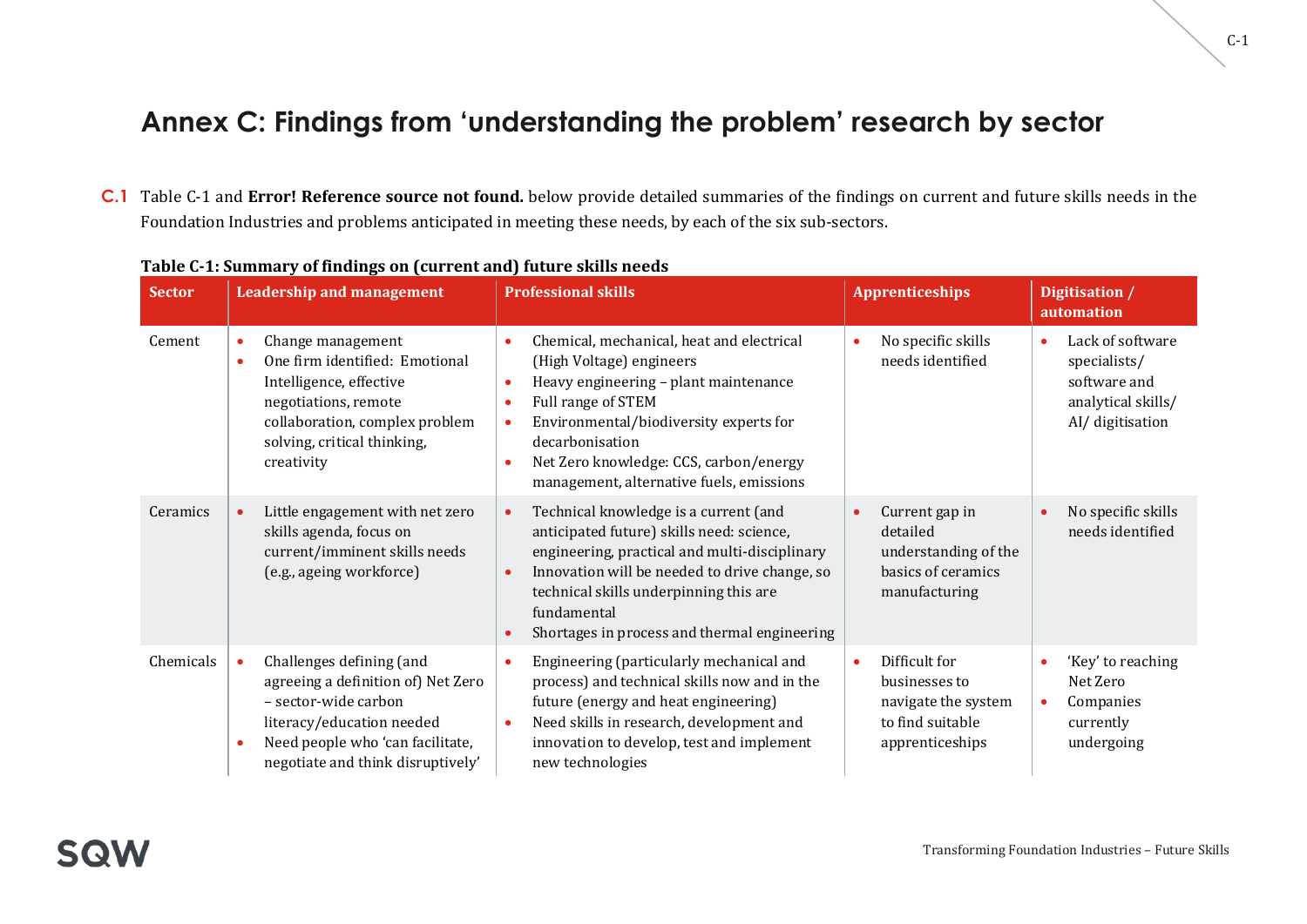# Annex C: Findings from 'understanding the problem' research by sector

**C.1** Table C-1 and **Error! Reference source not found.** below provide detailed summaries of the findings on current and future skills needs in the Foundation Industries and problems anticipated in meeting these needs, by each of the six sub-sectors.

**Table C-1: Summary of findings on (current and) future skills needs**

| Sector | Leadership and management | Professional skills | Apprenticeships | Digitisation / automation |
|---|---|---|---|---|
| Cement | • Change management<br>• One firm identified: Emotional Intelligence, effective negotiations, remote collaboration, complex problem solving, critical thinking, creativity | • Chemical, mechanical, heat and electrical (High Voltage) engineers<br>• Heavy engineering – plant maintenance<br>• Full range of STEM<br>• Environmental/biodiversity experts for decarbonisation<br>• Net Zero knowledge: CCS, carbon/energy management, alternative fuels, emissions | • No specific skills needs identified | • Lack of software specialists/ software and analytical skills/ AI/ digitisation |
| Ceramics | • Little engagement with net zero skills agenda, focus on current/imminent skills needs (e.g., ageing workforce) | • Technical knowledge is a current (and anticipated future) skills need: science, engineering, practical and multi-disciplinary<br>• Innovation will be needed to drive change, so technical skills underpinning this are fundamental<br>• Shortages in process and thermal engineering | • Current gap in detailed understanding of the basics of ceramics manufacturing | • No specific skills needs identified |
| Chemicals | • Challenges defining (and agreeing a definition of) Net Zero – sector-wide carbon literacy/education needed<br>• Need people who 'can facilitate, negotiate and think disruptively' | • Engineering (particularly mechanical and process) and technical skills now and in the future (energy and heat engineering)<br>• Need skills in research, development and innovation to develop, test and implement new technologies | • Difficult for businesses to navigate the system to find suitable apprenticeships | • 'Key' to reaching Net Zero<br>• Companies currently undergoing |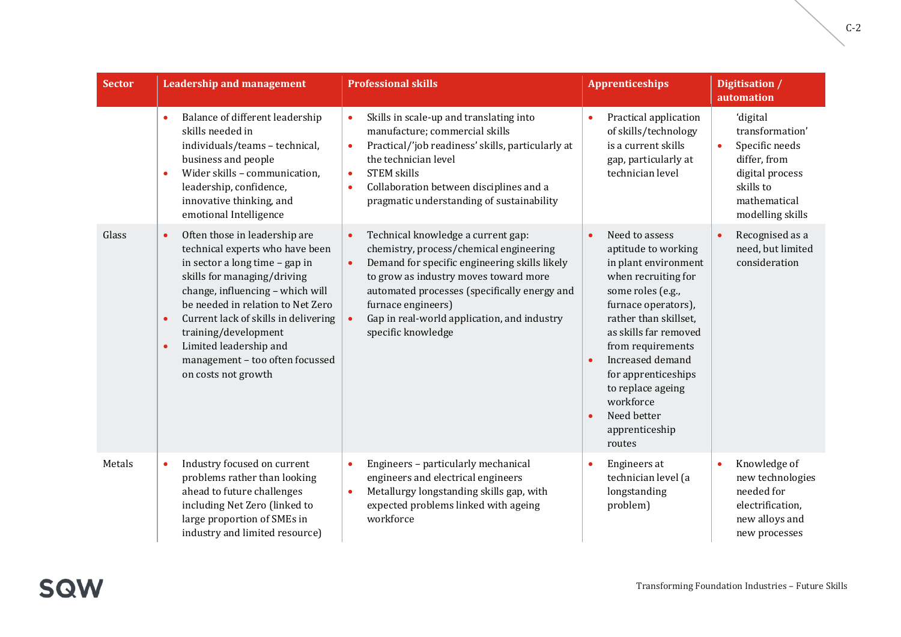| Sector | Leadership and management | Professional skills | Apprenticeships | Digitisation / automation |
|---|---|---|---|---|
| | • Balance of different leadership skills needed in individuals/teams – technical, business and people<br>• Wider skills – communication, leadership, confidence, innovative thinking, and emotional Intelligence | • Skills in scale-up and translating into manufacture; commercial skills<br>• Practical/'job readiness' skills, particularly at the technician level<br>• STEM skills<br>• Collaboration between disciplines and a pragmatic understanding of sustainability | • Practical application of skills/technology is a current skills gap, particularly at technician level | 'digital transformation'<br>• Specific needs differ, from digital process skills to mathematical modelling skills |
| Glass | • Often those in leadership are technical experts who have been in sector a long time – gap in skills for managing/driving change, influencing – which will be needed in relation to Net Zero<br>• Current lack of skills in delivering training/development<br>• Limited leadership and management – too often focussed on costs not growth | • Technical knowledge a current gap: chemistry, process/chemical engineering<br>• Demand for specific engineering skills likely to grow as industry moves toward more automated processes (specifically energy and furnace engineers)<br>• Gap in real-world application, and industry specific knowledge | • Need to assess aptitude to working in plant environment when recruiting for some roles (e.g., furnace operators), rather than skillset, as skills far removed from requirements<br>• Increased demand for apprenticeships to replace ageing workforce<br>• Need better apprenticeship routes | • Recognised as a need, but limited consideration |
| Metals | • Industry focused on current problems rather than looking ahead to future challenges including Net Zero (linked to large proportion of SMEs in industry and limited resource) | • Engineers – particularly mechanical engineers and electrical engineers<br>• Metallurgy longstanding skills gap, with expected problems linked with ageing workforce | • Engineers at technician level (a longstanding problem) | • Knowledge of new technologies needed for electrification, new alloys and new processes |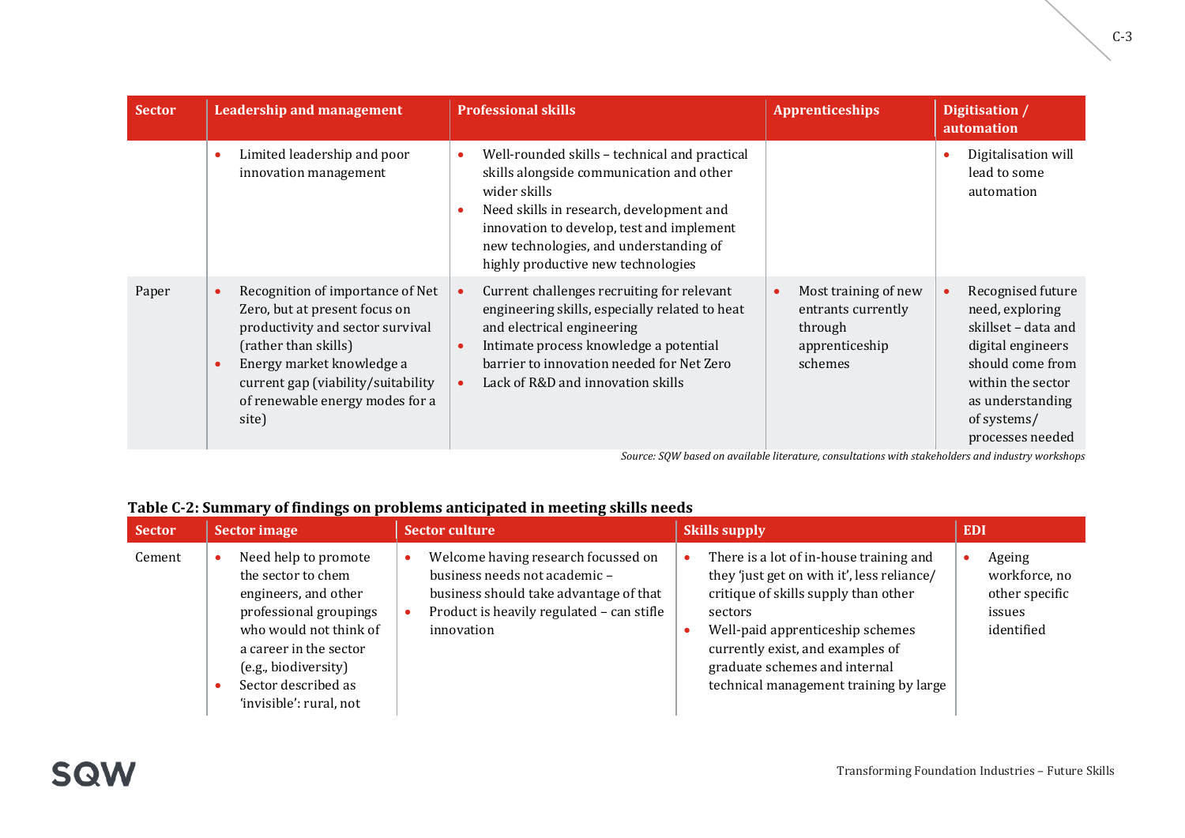| Sector | Leadership and management | Professional skills | Apprenticeships | Digitisation / automation |
|---|---|---|---|---|
| | • Limited leadership and poor innovation management | • Well-rounded skills – technical and practical skills alongside communication and other wider skills<br>• Need skills in research, development and innovation to develop, test and implement new technologies, and understanding of highly productive new technologies | | • Digitalisation will lead to some automation |
| Paper | • Recognition of importance of Net Zero, but at present focus on productivity and sector survival (rather than skills)<br>• Energy market knowledge a current gap (viability/suitability of renewable energy modes for a site) | • Current challenges recruiting for relevant engineering skills, especially related to heat and electrical engineering<br>• Intimate process knowledge a potential barrier to innovation needed for Net Zero<br>• Lack of R&D and innovation skills | • Most training of new entrants currently through apprenticeship schemes | • Recognised future need, exploring skillset – data and digital engineers should come from within the sector as understanding of systems/ processes needed |

*Source: SQW based on available literature, consultations with stakeholders and industry workshops*

**Table C-2: Summary of findings on problems anticipated in meeting skills needs**

| Sector | Sector image | Sector culture | Skills supply | EDI |
|---|---|---|---|---|
| Cement | • Need help to promote the sector to chem engineers, and other professional groupings who would not think of a career in the sector (e.g., biodiversity)<br>• Sector described as 'invisible': rural, not | • Welcome having research focussed on business needs not academic – business should take advantage of that<br>• Product is heavily regulated – can stifle innovation | • There is a lot of in-house training and they 'just get on with it', less reliance/ critique of skills supply than other sectors<br>• Well-paid apprenticeship schemes currently exist, and examples of graduate schemes and internal technical management training by large | • Ageing workforce, no other specific issues identified |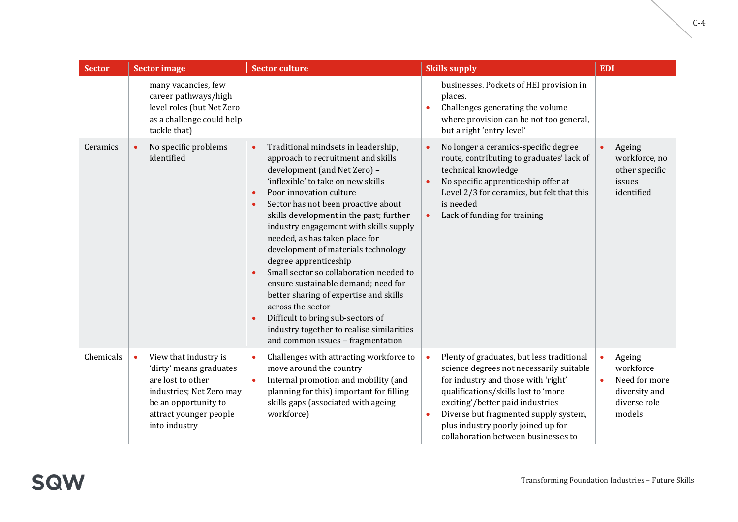| Sector | Sector image | Sector culture | Skills supply | EDI |
|---|---|---|---|---|
| | many vacancies, few career pathways/high level roles (but Net Zero as a challenge could help tackle that) | | businesses. Pockets of HEI provision in places.<br>• Challenges generating the volume where provision can be not too general, but a right 'entry level' | |
| Ceramics | • No specific problems identified | • Traditional mindsets in leadership, approach to recruitment and skills development (and Net Zero) – 'inflexible' to take on new skills<br>• Poor innovation culture<br>• Sector has not been proactive about skills development in the past; further industry engagement with skills supply needed, as has taken place for development of materials technology degree apprenticeship<br>• Small sector so collaboration needed to ensure sustainable demand; need for better sharing of expertise and skills across the sector<br>• Difficult to bring sub-sectors of industry together to realise similarities and common issues – fragmentation | • No longer a ceramics-specific degree route, contributing to graduates' lack of technical knowledge<br>• No specific apprenticeship offer at Level 2/3 for ceramics, but felt that this is needed<br>• Lack of funding for training | • Ageing workforce, no other specific issues identified |
| Chemicals | • View that industry is 'dirty' means graduates are lost to other industries; Net Zero may be an opportunity to attract younger people into industry | • Challenges with attracting workforce to move around the country<br>• Internal promotion and mobility (and planning for this) important for filling skills gaps (associated with ageing workforce) | • Plenty of graduates, but less traditional science degrees not necessarily suitable for industry and those with 'right' qualifications/skills lost to 'more exciting'/better paid industries<br>• Diverse but fragmented supply system, plus industry poorly joined up for collaboration between businesses to | • Ageing workforce<br>• Need for more diversity and diverse role models |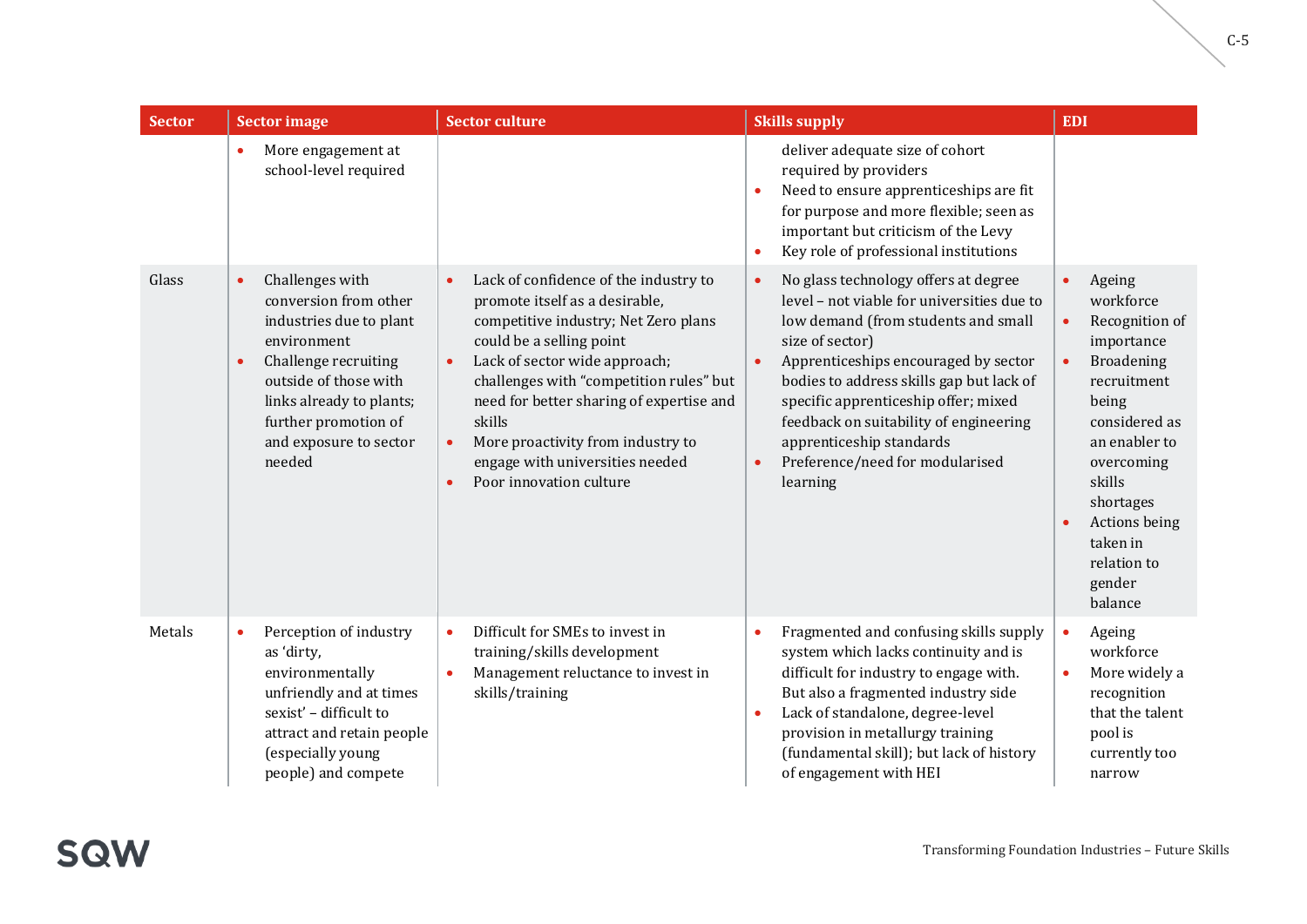| Sector | Sector image | Sector culture | Skills supply | EDI |
|---|---|---|---|---|
| | • More engagement at school-level required | | deliver adequate size of cohort required by providers<br>• Need to ensure apprenticeships are fit for purpose and more flexible; seen as important but criticism of the Levy<br>• Key role of professional institutions | |
| Glass | • Challenges with conversion from other industries due to plant environment<br>• Challenge recruiting outside of those with links already to plants; further promotion of and exposure to sector needed | • Lack of confidence of the industry to promote itself as a desirable, competitive industry; Net Zero plans could be a selling point<br>• Lack of sector wide approach; challenges with "competition rules" but need for better sharing of expertise and skills<br>• More proactivity from industry to engage with universities needed<br>• Poor innovation culture | • No glass technology offers at degree level – not viable for universities due to low demand (from students and small size of sector)<br>• Apprenticeships encouraged by sector bodies to address skills gap but lack of specific apprenticeship offer; mixed feedback on suitability of engineering apprenticeship standards<br>• Preference/need for modularised learning | • Ageing workforce<br>• Recognition of importance<br>• Broadening recruitment being considered as an enabler to overcoming skills shortages<br>• Actions being taken in relation to gender balance |
| Metals | • Perception of industry as 'dirty, environmentally unfriendly and at times sexist' – difficult to attract and retain people (especially young people) and compete | • Difficult for SMEs to invest in training/skills development<br>• Management reluctance to invest in skills/training | • Fragmented and confusing skills supply system which lacks continuity and is difficult for industry to engage with. But also a fragmented industry side<br>• Lack of standalone, degree-level provision in metallurgy training (fundamental skill); but lack of history of engagement with HEI | • Ageing workforce<br>• More widely a recognition that the talent pool is currently too narrow |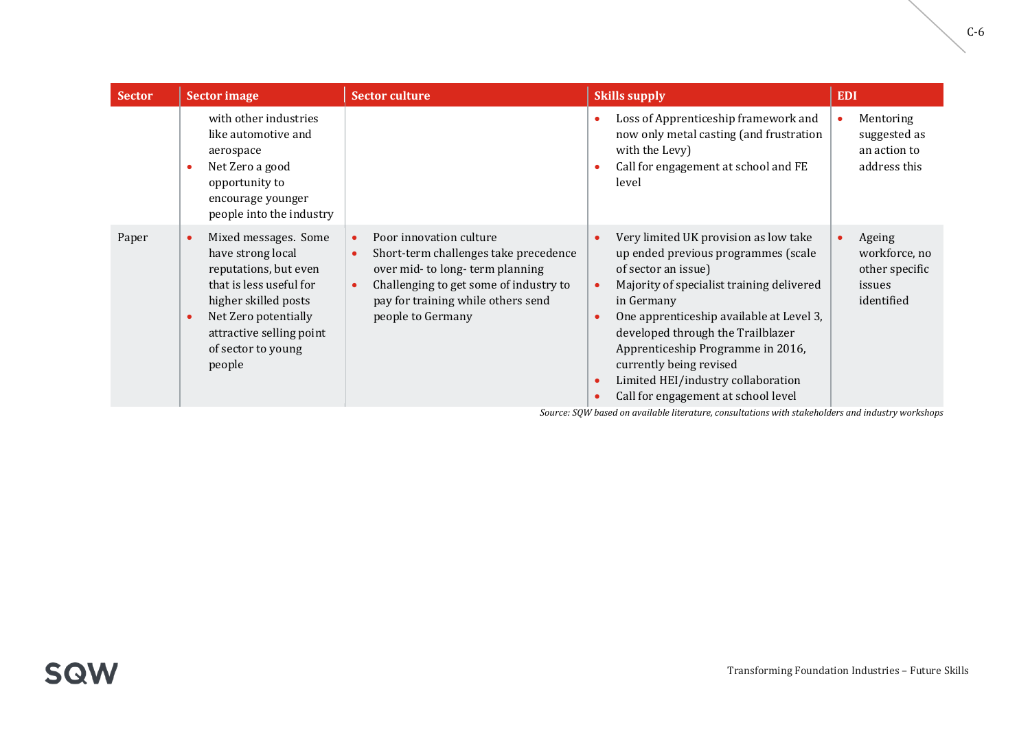| Sector | Sector image | Sector culture | Skills supply | EDI |
|---|---|---|---|---|
| | with other industries like automotive and aerospace<br>• Net Zero a good opportunity to encourage younger people into the industry | | • Loss of Apprenticeship framework and now only metal casting (and frustration with the Levy)<br>• Call for engagement at school and FE level | • Mentoring suggested as an action to address this |
| Paper | • Mixed messages. Some have strong local reputations, but even that is less useful for higher skilled posts<br>• Net Zero potentially attractive selling point of sector to young people | • Poor innovation culture<br>• Short-term challenges take precedence over mid- to long- term planning<br>• Challenging to get some of industry to pay for training while others send people to Germany | • Very limited UK provision as low take up ended previous programmes (scale of sector an issue)<br>• Majority of specialist training delivered in Germany<br>• One apprenticeship available at Level 3, developed through the Trailblazer Apprenticeship Programme in 2016, currently being revised<br>• Limited HEI/industry collaboration<br>• Call for engagement at school level | • Ageing workforce, no other specific issues identified |

*Source: SQW based on available literature, consultations with stakeholders and industry workshops*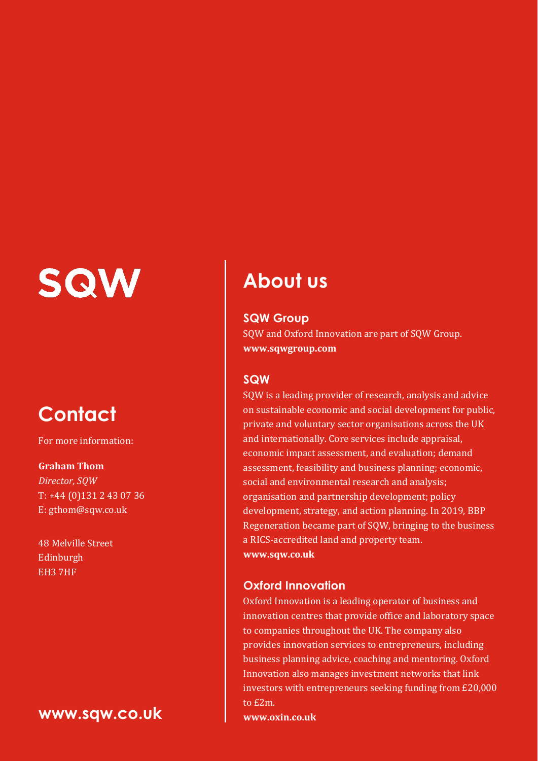SQW

## Contact

For more information:

**Graham Thom**
*Director, SQW*
T: +44 (0)131 2 43 07 36
E: gthom@sqw.co.uk

48 Melville Street
Edinburgh
EH3 7HF

**www.sqw.co.uk**

## About us

### SQW Group

SQW and Oxford Innovation are part of SQW Group.
**www.sqwgroup.com**

### SQW

SQW is a leading provider of research, analysis and advice on sustainable economic and social development for public, private and voluntary sector organisations across the UK and internationally. Core services include appraisal, economic impact assessment, and evaluation; demand assessment, feasibility and business planning; economic, social and environmental research and analysis; organisation and partnership development; policy development, strategy, and action planning. In 2019, BBP Regeneration became part of SQW, bringing to the business a RICS-accredited land and property team.
**www.sqw.co.uk**

### Oxford Innovation

Oxford Innovation is a leading operator of business and innovation centres that provide office and laboratory space to companies throughout the UK. The company also provides innovation services to entrepreneurs, including business planning advice, coaching and mentoring. Oxford Innovation also manages investment networks that link investors with entrepreneurs seeking funding from £20,000 to £2m.
**www.oxin.co.uk**